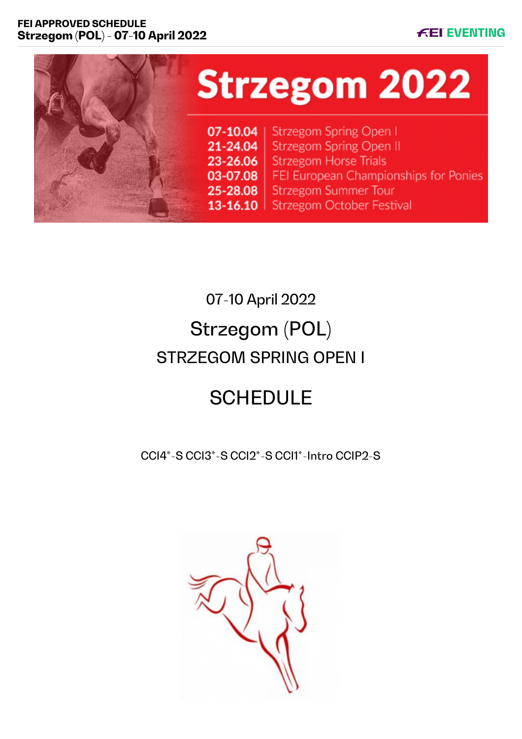# Strzegom 2022

| | |
|---|---|
| 07-10.04 | Strzegom Spring Open I |
| 21-24.04 | Strzegom Spring Open II |
| 23-26.06 | Strzegom Horse Trials |
| 03-07.08 | FEI European Championships for Ponies |
| 25-28.08 | Strzegom Summer Tour |
| 13-16.10 | Strzegom October Festival |

07-10 April 2022

## Strzegom (POL)

### STRZEGOM SPRING OPEN I

## SCHEDULE

CCI4*-S CCI3*-S CCI2*-S CCI1*-Intro CCIP2-S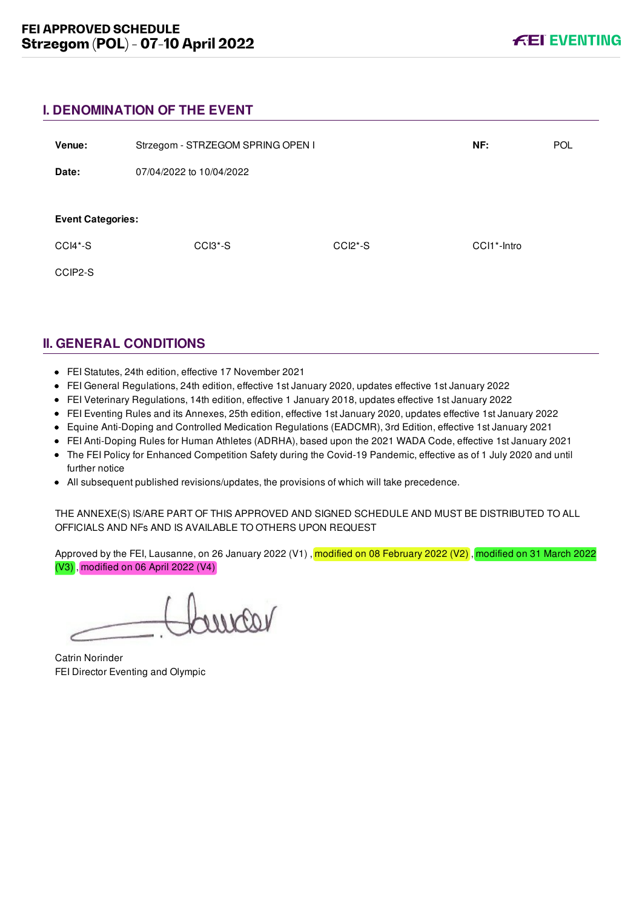## I. DENOMINATION OF THE EVENT

| | | | |
|---|---|---|---|
| **Venue:** | Strzegom - STRZEGOM SPRING OPEN I | **NF:** | POL |
| **Date:** | 07/04/2022 to 10/04/2022 | | |

**Event Categories:**

| | | | |
|---|---|---|---|
| CCI4*-S | CCI3*-S | CCI2*-S | CCI1*-Intro |
| CCIP2-S | | | |

## II. GENERAL CONDITIONS

- FEI Statutes, 24th edition, effective 17 November 2021
- FEI General Regulations, 24th edition, effective 1st January 2020, updates effective 1st January 2022
- FEI Veterinary Regulations, 14th edition, effective 1 January 2018, updates effective 1st January 2022
- FEI Eventing Rules and its Annexes, 25th edition, effective 1st January 2020, updates effective 1st January 2022
- Equine Anti-Doping and Controlled Medication Regulations (EADCMR), 3rd Edition, effective 1st January 2021
- FEI Anti-Doping Rules for Human Athletes (ADRHA), based upon the 2021 WADA Code, effective 1st January 2021
- The FEI Policy for Enhanced Competition Safety during the Covid-19 Pandemic, effective as of 1 July 2020 and until further notice
- All subsequent published revisions/updates, the provisions of which will take precedence.

THE ANNEXE(S) IS/ARE PART OF THIS APPROVED AND SIGNED SCHEDULE AND MUST BE DISTRIBUTED TO ALL OFFICIALS AND NFs AND IS AVAILABLE TO OTHERS UPON REQUEST

Approved by the FEI, Lausanne, on 26 January 2022 (V1) , modified on 08 February 2022 (V2) , modified on 31 March 2022 (V3) , modified on 06 April 2022 (V4)

Catrin Norinder
FEI Director Eventing and Olympic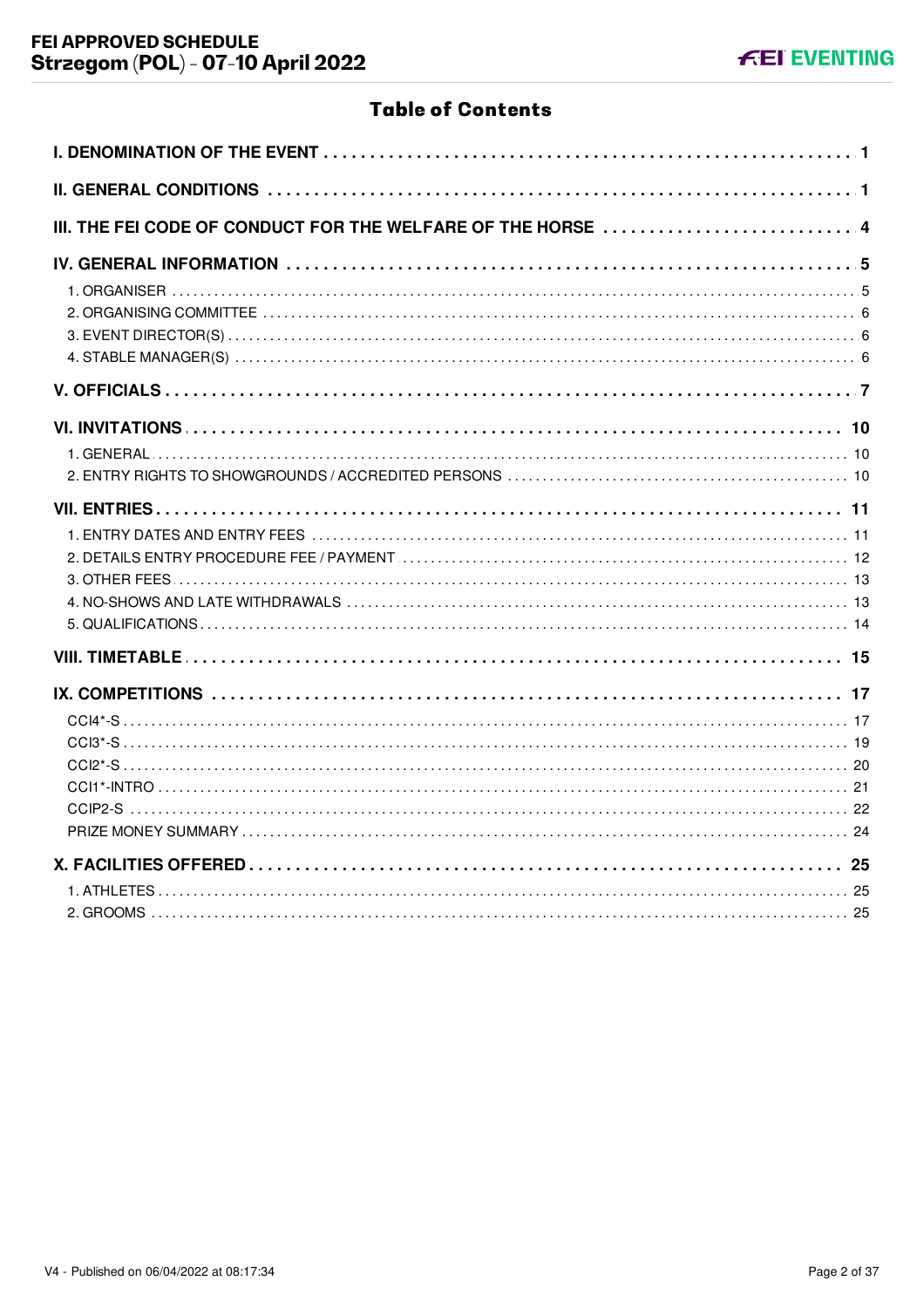# Table of Contents

| | |
|---|---|
| **I. DENOMINATION OF THE EVENT** | **1** |
| **II. GENERAL CONDITIONS** | **1** |
| **III. THE FEI CODE OF CONDUCT FOR THE WELFARE OF THE HORSE** | **4** |
| **IV. GENERAL INFORMATION** | **5** |
| 1. ORGANISER | 5 |
| 2. ORGANISING COMMITTEE | 6 |
| 3. EVENT DIRECTOR(S) | 6 |
| 4. STABLE MANAGER(S) | 6 |
| **V. OFFICIALS** | **7** |
| **VI. INVITATIONS** | **10** |
| 1. GENERAL | 10 |
| 2. ENTRY RIGHTS TO SHOWGROUNDS / ACCREDITED PERSONS | 10 |
| **VII. ENTRIES** | **11** |
| 1. ENTRY DATES AND ENTRY FEES | 11 |
| 2. DETAILS ENTRY PROCEDURE FEE / PAYMENT | 12 |
| 3. OTHER FEES | 13 |
| 4. NO-SHOWS AND LATE WITHDRAWALS | 13 |
| 5. QUALIFICATIONS | 14 |
| **VIII. TIMETABLE** | **15** |
| **IX. COMPETITIONS** | **17** |
| CCI4*-S | 17 |
| CCI3*-S | 19 |
| CCI2*-S | 20 |
| CCI1*-INTRO | 21 |
| CCIP2-S | 22 |
| PRIZE MONEY SUMMARY | 24 |
| **X. FACILITIES OFFERED** | **25** |
| 1. ATHLETES | 25 |
| 2. GROOMS | 25 |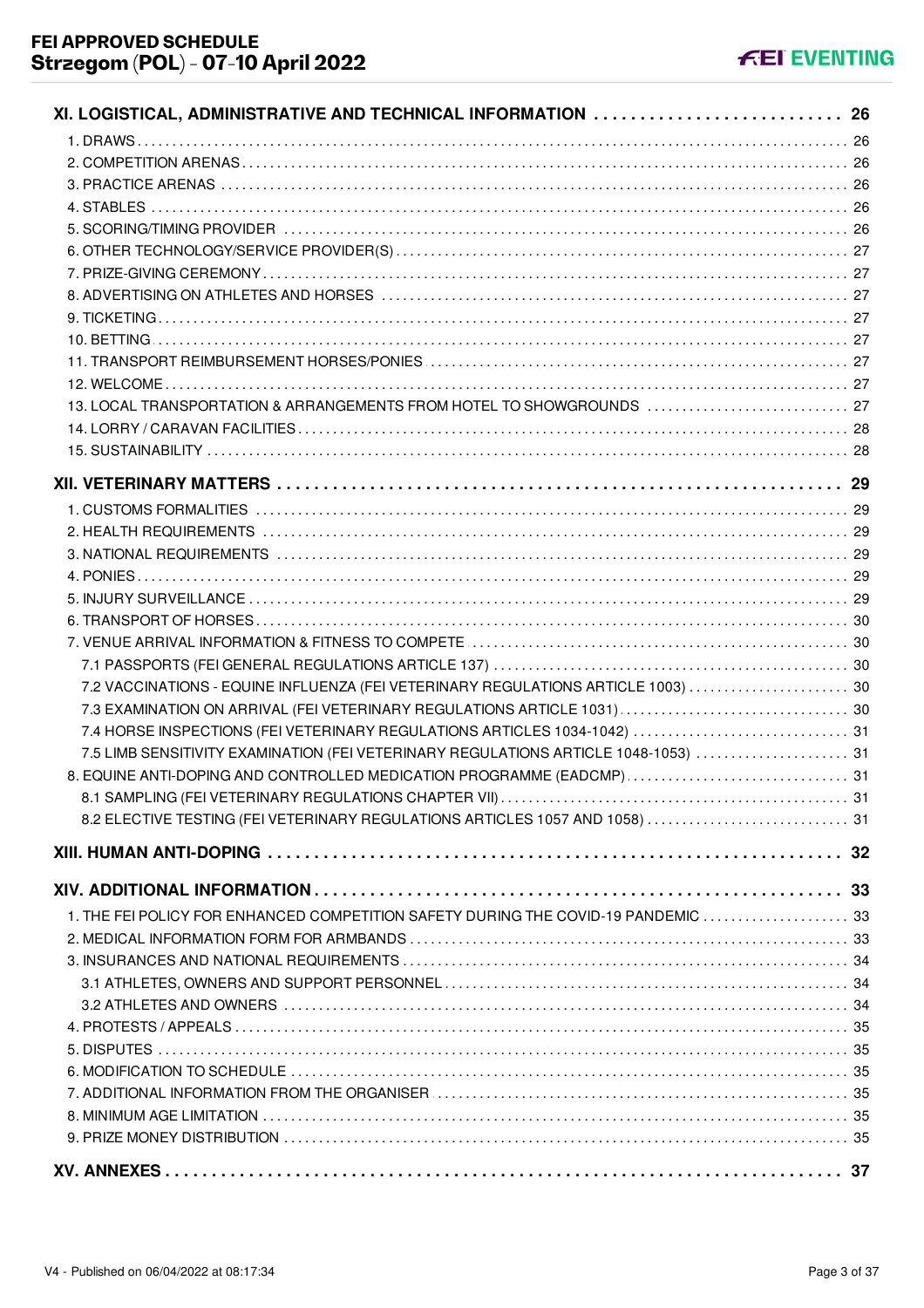XI. LOGISTICAL, ADMINISTRATIVE AND TECHNICAL INFORMATION ..... 26

1. DRAWS ..... 26
2. COMPETITION ARENAS ..... 26
3. PRACTICE ARENAS ..... 26
4. STABLES ..... 26
5. SCORING/TIMING PROVIDER ..... 26
6. OTHER TECHNOLOGY/SERVICE PROVIDER(S) ..... 27
7. PRIZE-GIVING CEREMONY ..... 27
8. ADVERTISING ON ATHLETES AND HORSES ..... 27
9. TICKETING ..... 27
10. BETTING ..... 27
11. TRANSPORT REIMBURSEMENT HORSES/PONIES ..... 27
12. WELCOME ..... 27
13. LOCAL TRANSPORTATION & ARRANGEMENTS FROM HOTEL TO SHOWGROUNDS ..... 27
14. LORRY / CARAVAN FACILITIES ..... 28
15. SUSTAINABILITY ..... 28

XII. VETERINARY MATTERS ..... 29

1. CUSTOMS FORMALITIES ..... 29
2. HEALTH REQUIREMENTS ..... 29
3. NATIONAL REQUIREMENTS ..... 29
4. PONIES ..... 29
5. INJURY SURVEILLANCE ..... 29
6. TRANSPORT OF HORSES ..... 30
7. VENUE ARRIVAL INFORMATION & FITNESS TO COMPETE ..... 30
   - 7.1 PASSPORTS (FEI GENERAL REGULATIONS ARTICLE 137) ..... 30
   - 7.2 VACCINATIONS - EQUINE INFLUENZA (FEI VETERINARY REGULATIONS ARTICLE 1003) ..... 30
   - 7.3 EXAMINATION ON ARRIVAL (FEI VETERINARY REGULATIONS ARTICLE 1031) ..... 30
   - 7.4 HORSE INSPECTIONS (FEI VETERINARY REGULATIONS ARTICLES 1034-1042) ..... 31
   - 7.5 LIMB SENSITIVITY EXAMINATION (FEI VETERINARY REGULATIONS ARTICLE 1048-1053) ..... 31
8. EQUINE ANTI-DOPING AND CONTROLLED MEDICATION PROGRAMME (EADCMP) ..... 31
   - 8.1 SAMPLING (FEI VETERINARY REGULATIONS CHAPTER VII) ..... 31
   - 8.2 ELECTIVE TESTING (FEI VETERINARY REGULATIONS ARTICLES 1057 AND 1058) ..... 31

XIII. HUMAN ANTI-DOPING ..... 32

XIV. ADDITIONAL INFORMATION ..... 33

1. THE FEI POLICY FOR ENHANCED COMPETITION SAFETY DURING THE COVID-19 PANDEMIC ..... 33
2. MEDICAL INFORMATION FORM FOR ARMBANDS ..... 33
3. INSURANCES AND NATIONAL REQUIREMENTS ..... 34
   - 3.1 ATHLETES, OWNERS AND SUPPORT PERSONNEL ..... 34
   - 3.2 ATHLETES AND OWNERS ..... 34
4. PROTESTS / APPEALS ..... 35
5. DISPUTES ..... 35
6. MODIFICATION TO SCHEDULE ..... 35
7. ADDITIONAL INFORMATION FROM THE ORGANISER ..... 35
8. MINIMUM AGE LIMITATION ..... 35
9. PRIZE MONEY DISTRIBUTION ..... 35

XV. ANNEXES ..... 37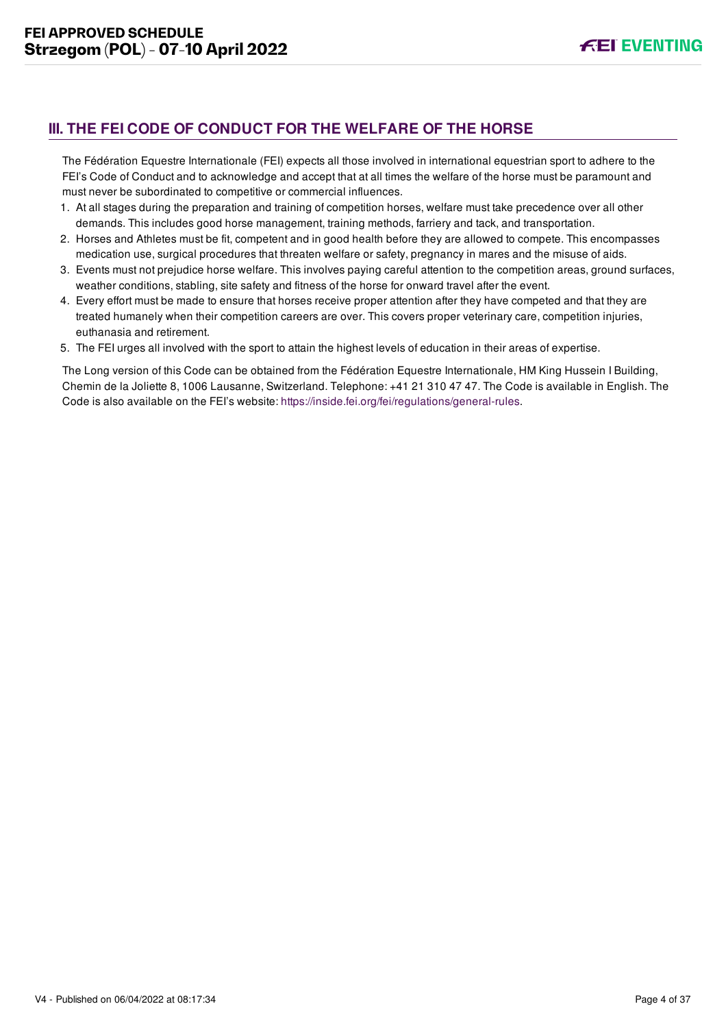## III. THE FEI CODE OF CONDUCT FOR THE WELFARE OF THE HORSE

The Fédération Equestre Internationale (FEI) expects all those involved in international equestrian sport to adhere to the FEI's Code of Conduct and to acknowledge and accept that at all times the welfare of the horse must be paramount and must never be subordinated to competitive or commercial influences.

1. At all stages during the preparation and training of competition horses, welfare must take precedence over all other demands. This includes good horse management, training methods, farriery and tack, and transportation.
2. Horses and Athletes must be fit, competent and in good health before they are allowed to compete. This encompasses medication use, surgical procedures that threaten welfare or safety, pregnancy in mares and the misuse of aids.
3. Events must not prejudice horse welfare. This involves paying careful attention to the competition areas, ground surfaces, weather conditions, stabling, site safety and fitness of the horse for onward travel after the event.
4. Every effort must be made to ensure that horses receive proper attention after they have competed and that they are treated humanely when their competition careers are over. This covers proper veterinary care, competition injuries, euthanasia and retirement.
5. The FEI urges all involved with the sport to attain the highest levels of education in their areas of expertise.

The Long version of this Code can be obtained from the Fédération Equestre Internationale, HM King Hussein I Building, Chemin de la Joliette 8, 1006 Lausanne, Switzerland. Telephone: +41 21 310 47 47. The Code is available in English. The Code is also available on the FEI's website: https://inside.fei.org/fei/regulations/general-rules.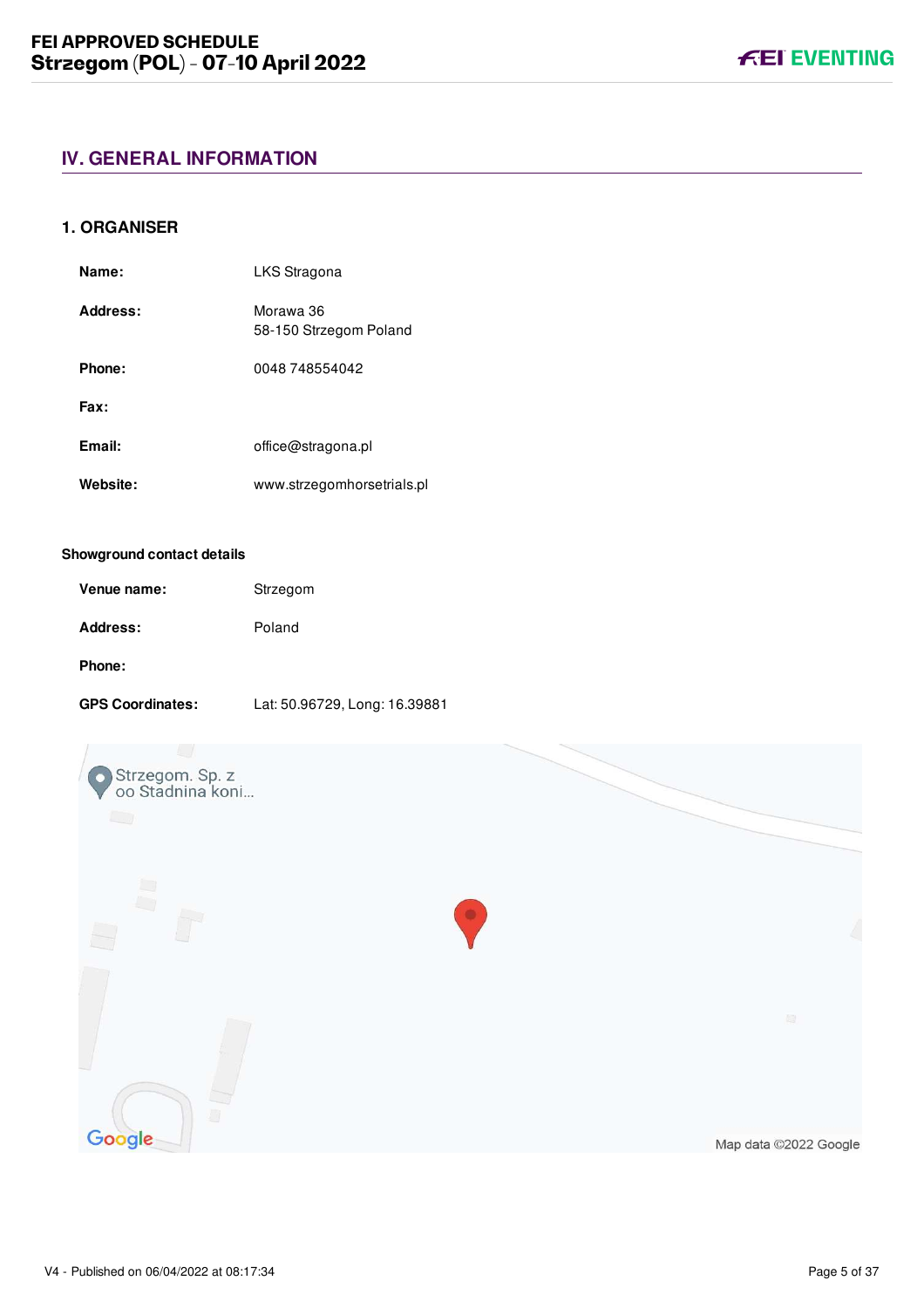## IV. GENERAL INFORMATION

### 1. ORGANISER

**Name:** LKS Stragona

**Address:** Morawa 36
58-150 Strzegom Poland

**Phone:** 0048 748554042

**Fax:**

**Email:** office@stragona.pl

**Website:** www.strzegomhorsetrials.pl

#### Showground contact details

**Venue name:** Strzegom

**Address:** Poland

**Phone:**

**GPS Coordinates:** Lat: 50.96729, Long: 16.39881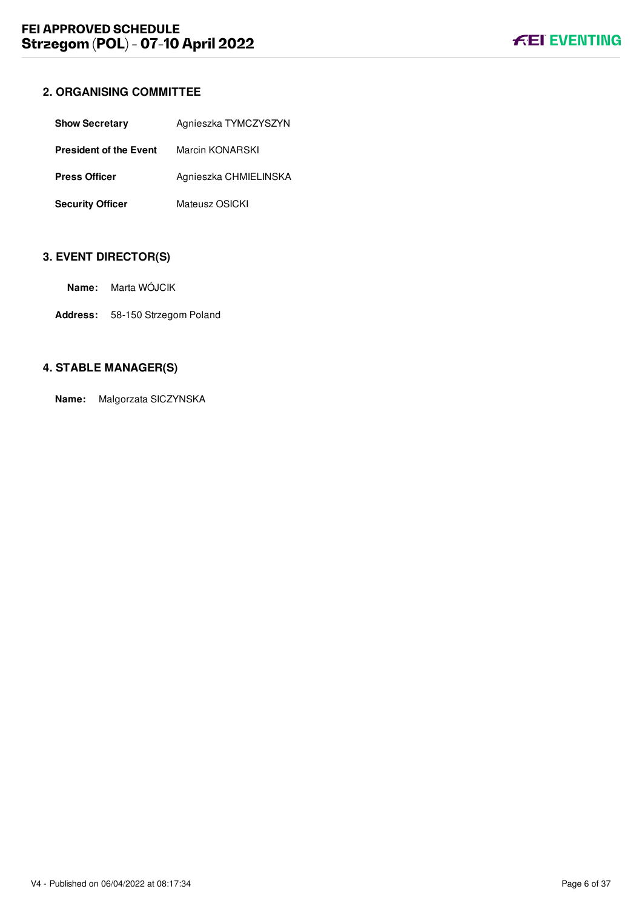## 2. ORGANISING COMMITTEE

| | |
|---|---|
| **Show Secretary** | Agnieszka TYMCZYSZYN |
| **President of the Event** | Marcin KONARSKI |
| **Press Officer** | Agnieszka CHMIELINSKA |
| **Security Officer** | Mateusz OSICKI |

## 3. EVENT DIRECTOR(S)

**Name:** Marta WÓJCIK

**Address:** 58-150 Strzegom Poland

## 4. STABLE MANAGER(S)

**Name:** Malgorzata SICZYNSKA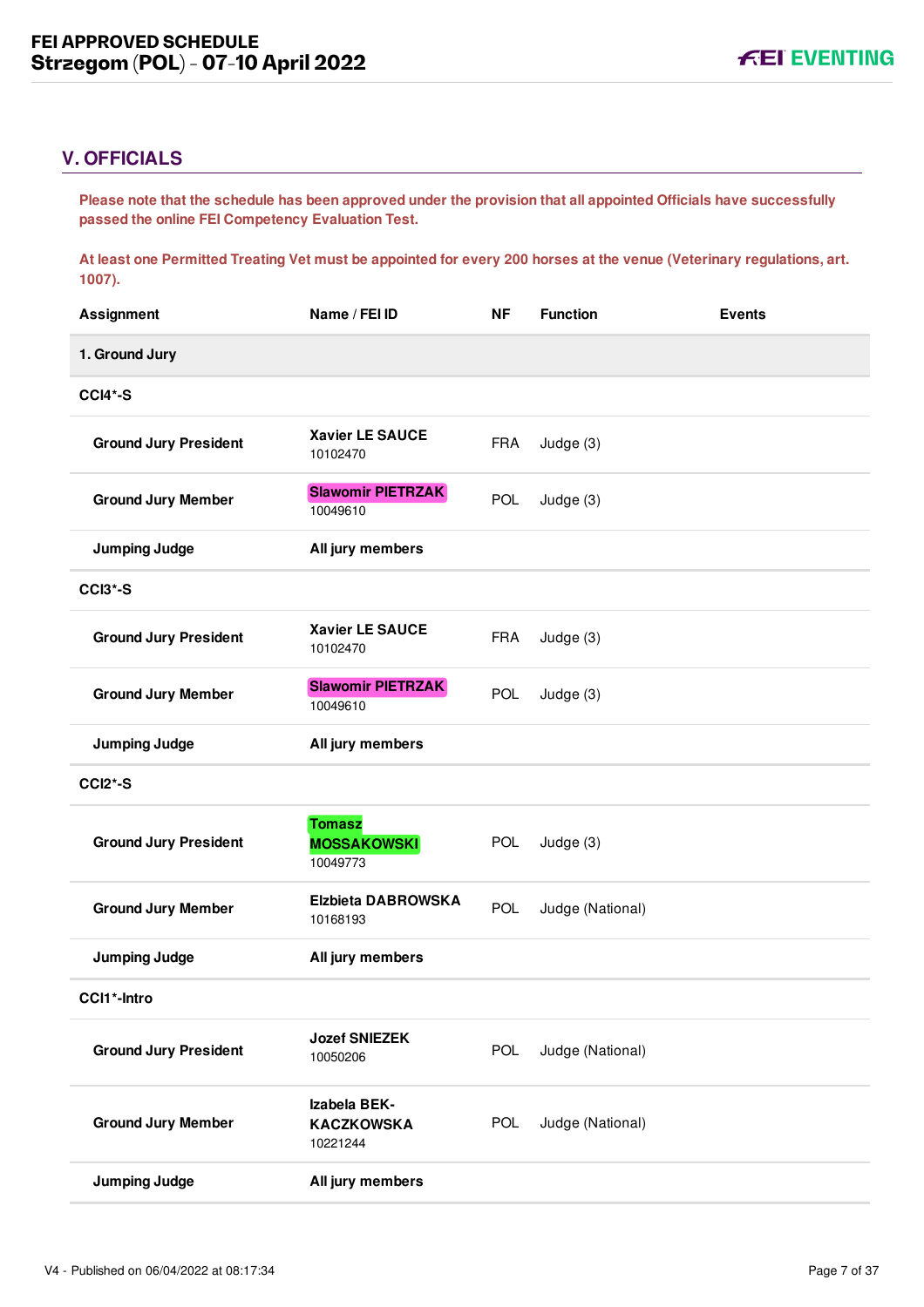## V. OFFICIALS

**Please note that the schedule has been approved under the provision that all appointed Officials have successfully passed the online FEI Competency Evaluation Test.**

**At least one Permitted Treating Vet must be appointed for every 200 horses at the venue (Veterinary regulations, art. 1007).**

| Assignment | Name / FEI ID | NF | Function | Events |
|---|---|---|---|---|
| **1. Ground Jury** | | | | |
| **CCI4*-S** | | | | |
| **Ground Jury President** | **Xavier LE SAUCE** 10102470 | FRA | Judge (3) | |
| **Ground Jury Member** | **Slawomir PIETRZAK** 10049610 | POL | Judge (3) | |
| **Jumping Judge** | **All jury members** | | | |
| **CCI3*-S** | | | | |
| **Ground Jury President** | **Xavier LE SAUCE** 10102470 | FRA | Judge (3) | |
| **Ground Jury Member** | **Slawomir PIETRZAK** 10049610 | POL | Judge (3) | |
| **Jumping Judge** | **All jury members** | | | |
| **CCI2*-S** | | | | |
| **Ground Jury President** | **Tomasz MOSSAKOWSKI** 10049773 | POL | Judge (3) | |
| **Ground Jury Member** | **Elzbieta DABROWSKA** 10168193 | POL | Judge (National) | |
| **Jumping Judge** | **All jury members** | | | |
| **CCI1*-Intro** | | | | |
| **Ground Jury President** | **Jozef SNIEZEK** 10050206 | POL | Judge (National) | |
| **Ground Jury Member** | **Izabela BEK-KACZKOWSKA** 10221244 | POL | Judge (National) | |
| **Jumping Judge** | **All jury members** | | | |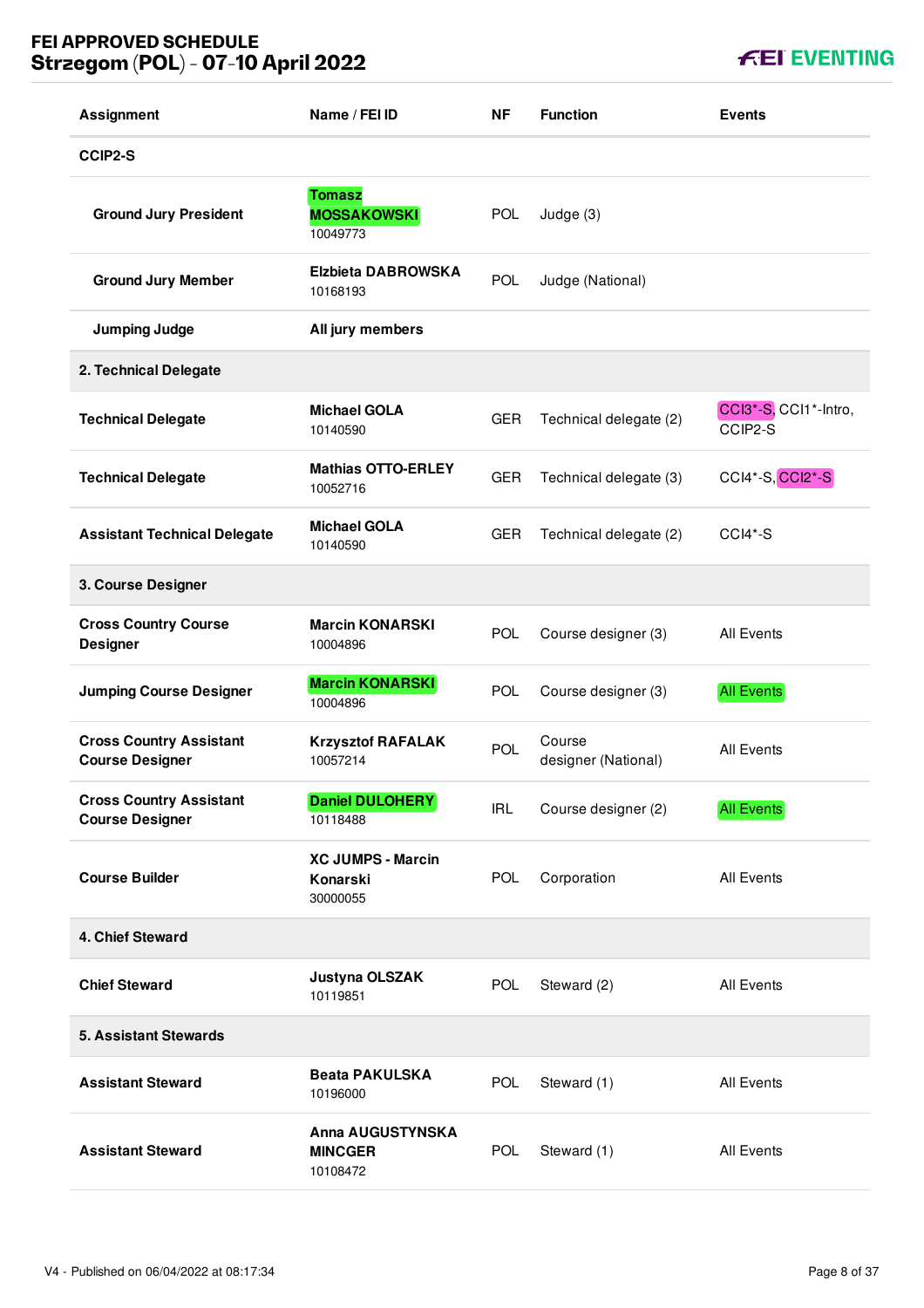| Assignment | Name / FEI ID | NF | Function | Events |
|---|---|---|---|---|
| **CCIP2-S** | | | | |
| **Ground Jury President** | **Tomasz MOSSAKOWSKI** 10049773 | POL | Judge (3) | |
| **Ground Jury Member** | **Elzbieta DABROWSKA** 10168193 | POL | Judge (National) | |
| **Jumping Judge** | **All jury members** | | | |
| **2. Technical Delegate** | | | | |
| **Technical Delegate** | **Michael GOLA** 10140590 | GER | Technical delegate (2) | CCI3*-S, CCI1*-Intro, CCIP2-S |
| **Technical Delegate** | **Mathias OTTO-ERLEY** 10052716 | GER | Technical delegate (3) | CCI4*-S, CCI2*-S |
| **Assistant Technical Delegate** | **Michael GOLA** 10140590 | GER | Technical delegate (2) | CCI4*-S |
| **3. Course Designer** | | | | |
| **Cross Country Course Designer** | **Marcin KONARSKI** 10004896 | POL | Course designer (3) | All Events |
| **Jumping Course Designer** | **Marcin KONARSKI** 10004896 | POL | Course designer (3) | All Events |
| **Cross Country Assistant Course Designer** | **Krzysztof RAFALAK** 10057214 | POL | Course designer (National) | All Events |
| **Cross Country Assistant Course Designer** | **Daniel DULOHERY** 10118488 | IRL | Course designer (2) | All Events |
| **Course Builder** | **XC JUMPS - Marcin Konarski** 30000055 | POL | Corporation | All Events |
| **4. Chief Steward** | | | | |
| **Chief Steward** | **Justyna OLSZAK** 10119851 | POL | Steward (2) | All Events |
| **5. Assistant Stewards** | | | | |
| **Assistant Steward** | **Beata PAKULSKA** 10196000 | POL | Steward (1) | All Events |
| **Assistant Steward** | **Anna AUGUSTYNSKA MINCGER** 10108472 | POL | Steward (1) | All Events |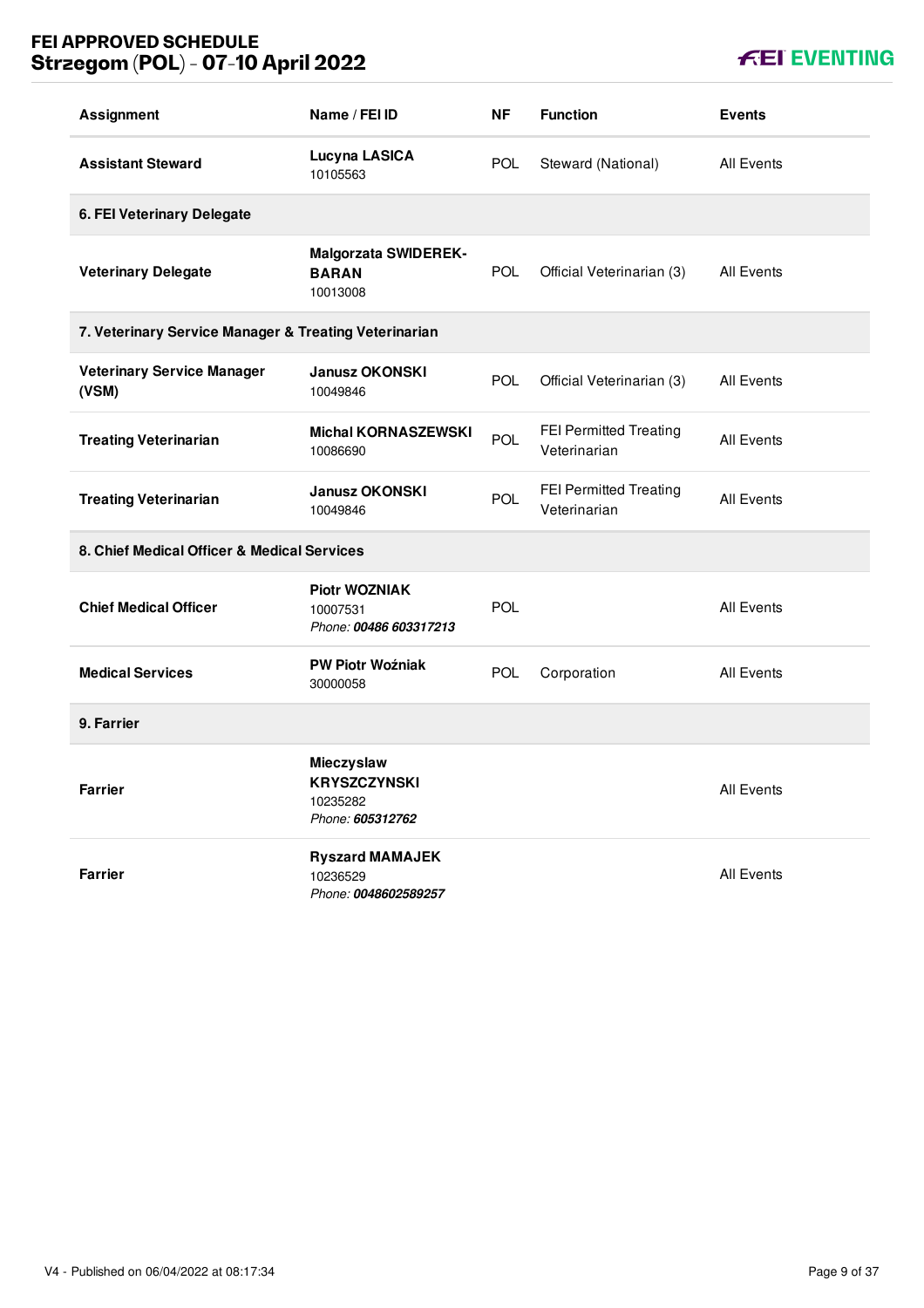| Assignment | Name / FEI ID | NF | Function | Events |
|---|---|---|---|---|
| **Assistant Steward** | **Lucyna LASICA**<br>10105563 | POL | Steward (National) | All Events |
| **6. FEI Veterinary Delegate** | | | | |
| **Veterinary Delegate** | **Malgorzata SWIDEREK-BARAN**<br>10013008 | POL | Official Veterinarian (3) | All Events |
| **7. Veterinary Service Manager & Treating Veterinarian** | | | | |
| **Veterinary Service Manager (VSM)** | **Janusz OKONSKI**<br>10049846 | POL | Official Veterinarian (3) | All Events |
| **Treating Veterinarian** | **Michal KORNASZEWSKI**<br>10086690 | POL | FEI Permitted Treating Veterinarian | All Events |
| **Treating Veterinarian** | **Janusz OKONSKI**<br>10049846 | POL | FEI Permitted Treating Veterinarian | All Events |
| **8. Chief Medical Officer & Medical Services** | | | | |
| **Chief Medical Officer** | **Piotr WOZNIAK**<br>10007531<br>*Phone:* ***00486 603317213*** | POL | | All Events |
| **Medical Services** | **PW Piotr Woźniak**<br>30000058 | POL | Corporation | All Events |
| **9. Farrier** | | | | |
| **Farrier** | **Mieczyslaw KRYSZCZYNSKI**<br>10235282<br>*Phone:* ***605312762*** | | | All Events |
| **Farrier** | **Ryszard MAMAJEK**<br>10236529<br>*Phone:* ***0048602589257*** | | | All Events |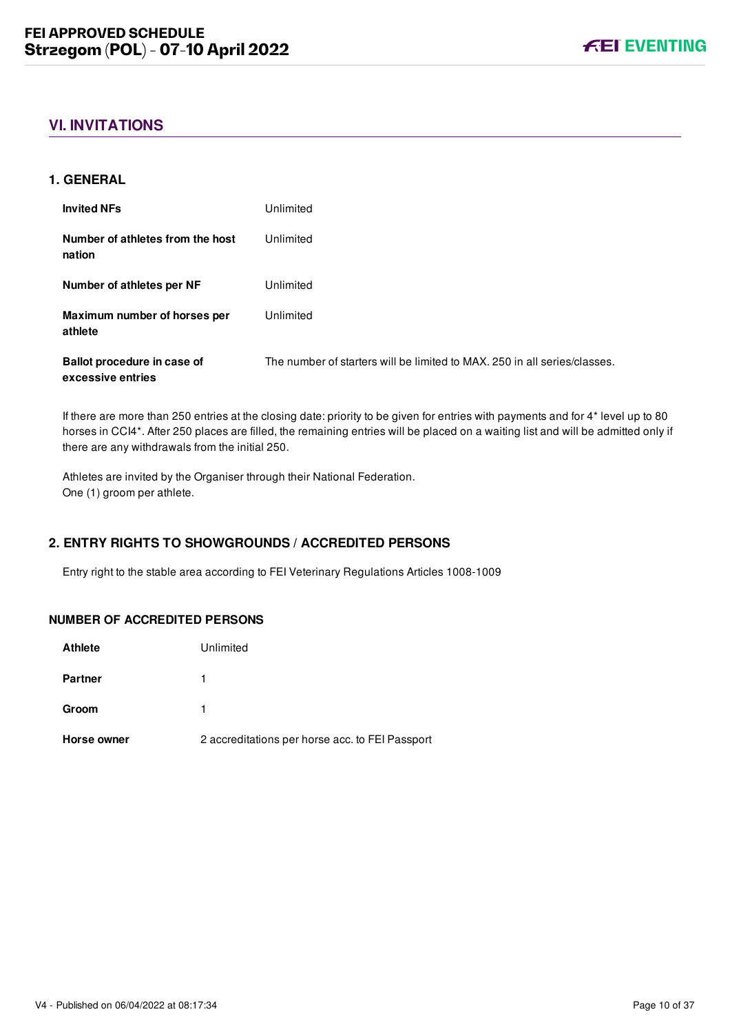## VI. INVITATIONS

### 1. GENERAL

| | |
|---|---|
| **Invited NFs** | Unlimited |
| **Number of athletes from the host nation** | Unlimited |
| **Number of athletes per NF** | Unlimited |
| **Maximum number of horses per athlete** | Unlimited |
| **Ballot procedure in case of excessive entries** | The number of starters will be limited to MAX. 250 in all series/classes. |

If there are more than 250 entries at the closing date: priority to be given for entries with payments and for 4* level up to 80 horses in CCI4*. After 250 places are filled, the remaining entries will be placed on a waiting list and will be admitted only if there are any withdrawals from the initial 250.

Athletes are invited by the Organiser through their National Federation.
One (1) groom per athlete.

### 2. ENTRY RIGHTS TO SHOWGROUNDS / ACCREDITED PERSONS

Entry right to the stable area according to FEI Veterinary Regulations Articles 1008-1009

#### NUMBER OF ACCREDITED PERSONS

| | |
|---|---|
| **Athlete** | Unlimited |
| **Partner** | 1 |
| **Groom** | 1 |
| **Horse owner** | 2 accreditations per horse acc. to FEI Passport |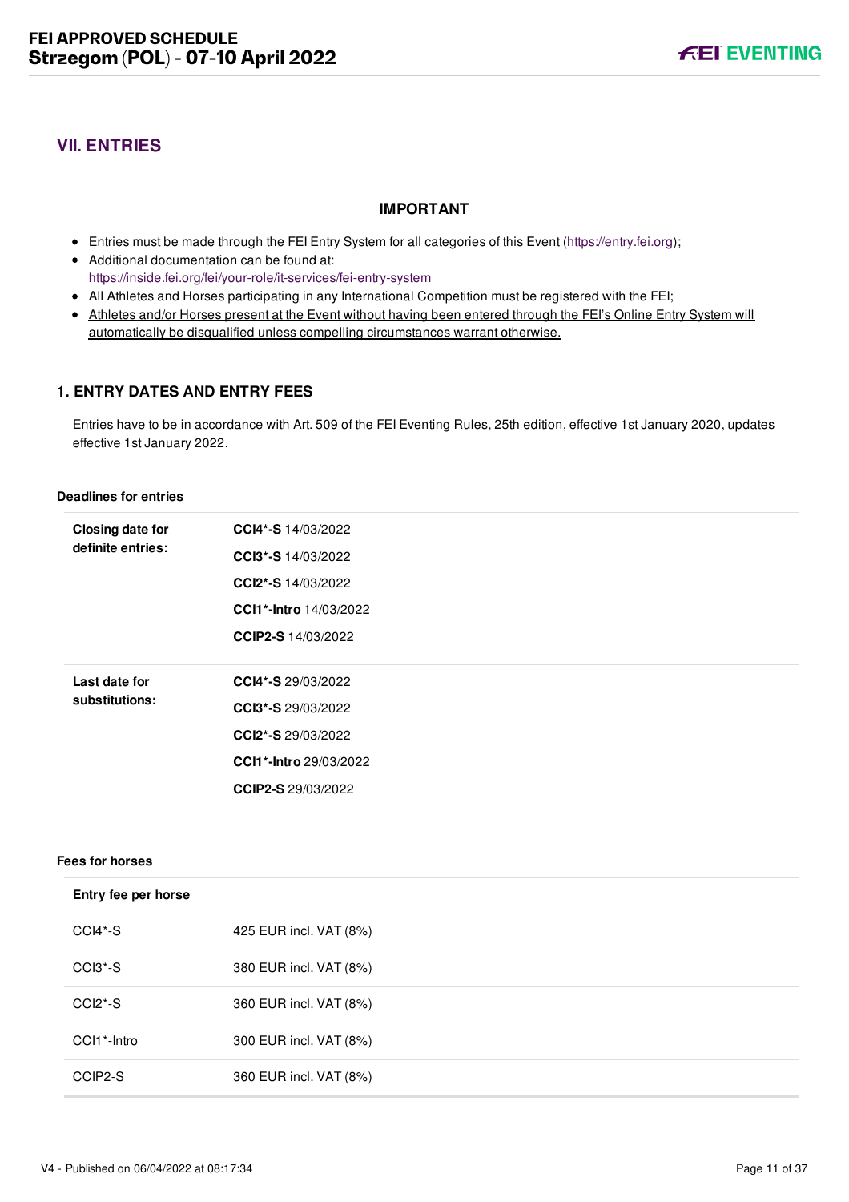## VII. ENTRIES

**IMPORTANT**

- Entries must be made through the FEI Entry System for all categories of this Event (https://entry.fei.org);
- Additional documentation can be found at: https://inside.fei.org/fei/your-role/it-services/fei-entry-system
- All Athletes and Horses participating in any International Competition must be registered with the FEI;
- Athletes and/or Horses present at the Event without having been entered through the FEI's Online Entry System will automatically be disqualified unless compelling circumstances warrant otherwise.

### 1. ENTRY DATES AND ENTRY FEES

Entries have to be in accordance with Art. 509 of the FEI Eventing Rules, 25th edition, effective 1st January 2020, updates effective 1st January 2022.

**Deadlines for entries**

| | |
|---|---|
| **Closing date for definite entries:** | **CCI4*-S** 14/03/2022<br>**CCI3*-S** 14/03/2022<br>**CCI2*-S** 14/03/2022<br>**CCI1*-Intro** 14/03/2022<br>**CCIP2-S** 14/03/2022 |
| **Last date for substitutions:** | **CCI4*-S** 29/03/2022<br>**CCI3*-S** 29/03/2022<br>**CCI2*-S** 29/03/2022<br>**CCI1*-Intro** 29/03/2022<br>**CCIP2-S** 29/03/2022 |

**Fees for horses**

| **Entry fee per horse** | |
|---|---|
| CCI4*-S | 425 EUR incl. VAT (8%) |
| CCI3*-S | 380 EUR incl. VAT (8%) |
| CCI2*-S | 360 EUR incl. VAT (8%) |
| CCI1*-Intro | 300 EUR incl. VAT (8%) |
| CCIP2-S | 360 EUR incl. VAT (8%) |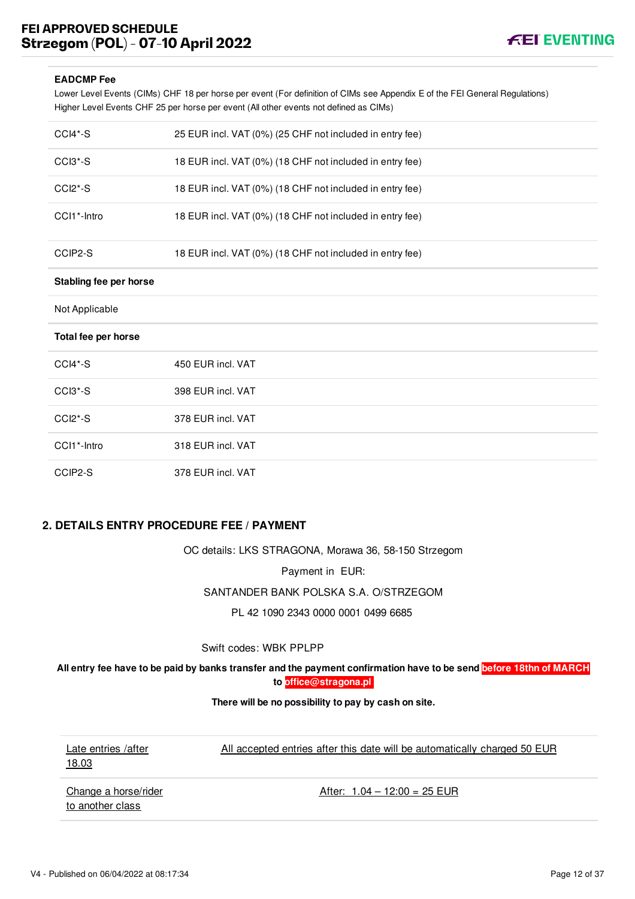**EADCMP Fee**

Lower Level Events (CIMs) CHF 18 per horse per event (For definition of CIMs see Appendix E of the FEI General Regulations)
Higher Level Events CHF 25 per horse per event (All other events not defined as CIMs)

| | |
|---|---|
| CCI4*-S | 25 EUR incl. VAT (0%) (25 CHF not included in entry fee) |
| CCI3*-S | 18 EUR incl. VAT (0%) (18 CHF not included in entry fee) |
| CCI2*-S | 18 EUR incl. VAT (0%) (18 CHF not included in entry fee) |
| CCI1*-Intro | 18 EUR incl. VAT (0%) (18 CHF not included in entry fee) |
| CCIP2-S | 18 EUR incl. VAT (0%) (18 CHF not included in entry fee) |

**Stabling fee per horse**

Not Applicable

**Total fee per horse**

| | |
|---|---|
| CCI4*-S | 450 EUR incl. VAT |
| CCI3*-S | 398 EUR incl. VAT |
| CCI2*-S | 378 EUR incl. VAT |
| CCI1*-Intro | 318 EUR incl. VAT |
| CCIP2-S | 378 EUR incl. VAT |

## 2. DETAILS ENTRY PROCEDURE FEE / PAYMENT

OC details: LKS STRAGONA, Morawa 36, 58-150 Strzegom

Payment in EUR:

SANTANDER BANK POLSKA S.A. O/STRZEGOM

PL 42 1090 2343 0000 0001 0499 6685

Swift codes: WBK PPLPP

**All entry fee have to be paid by banks transfer and the payment confirmation have to be send before 18thn of MARCH to office@stragona.pl**

**There will be no possibility to pay by cash on site.**

| | |
|---|---|
| Late entries /after 18.03 | All accepted entries after this date will be automatically charged 50 EUR |
| Change a horse/rider to another class | After: 1.04 – 12:00 = 25 EUR |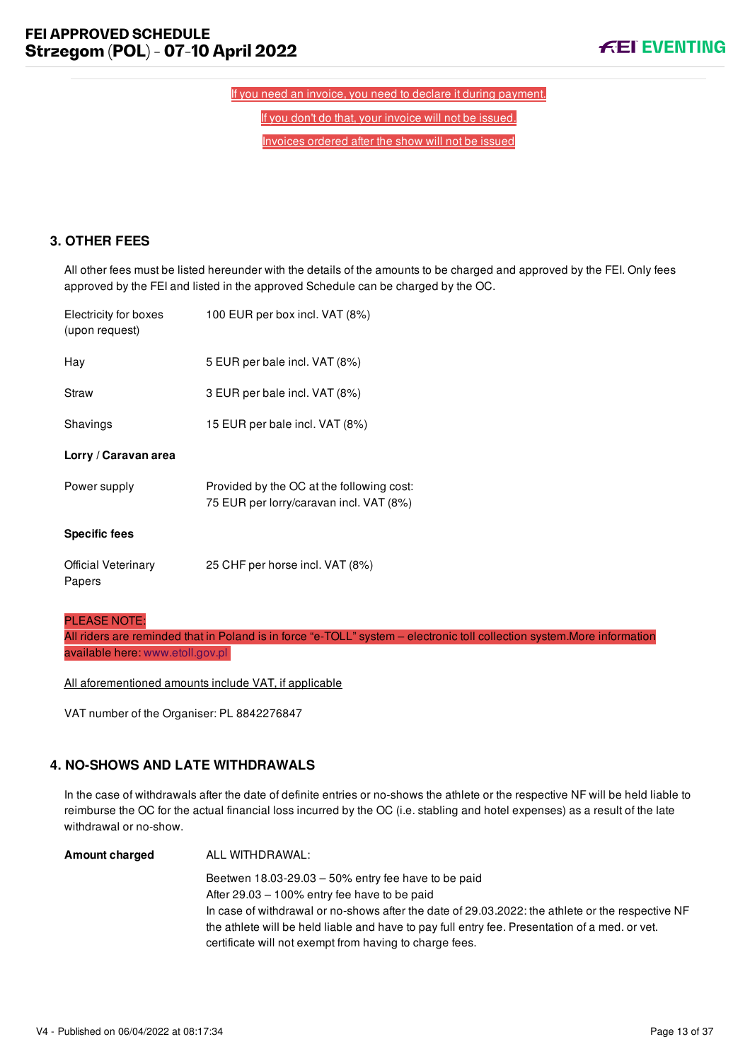If you need an invoice, you need to declare it during payment.

If you don't do that, your invoice will not be issued.

Invoices ordered after the show will not be issued

## 3. OTHER FEES

All other fees must be listed hereunder with the details of the amounts to be charged and approved by the FEI. Only fees approved by the FEI and listed in the approved Schedule can be charged by the OC.

| | |
|---|---|
| Electricity for boxes (upon request) | 100 EUR per box incl. VAT (8%) |
| Hay | 5 EUR per bale incl. VAT (8%) |
| Straw | 3 EUR per bale incl. VAT (8%) |
| Shavings | 15 EUR per bale incl. VAT (8%) |

**Lorry / Caravan area**

| | |
|---|---|
| Power supply | Provided by the OC at the following cost:<br>75 EUR per lorry/caravan incl. VAT (8%) |

**Specific fees**

| | |
|---|---|
| Official Veterinary Papers | 25 CHF per horse incl. VAT (8%) |

PLEASE NOTE:
All riders are reminded that in Poland is in force "e-TOLL" system – electronic toll collection system.More information available here: www.etoll.gov.pl

All aforementioned amounts include VAT, if applicable

VAT number of the Organiser: PL 8842276847

## 4. NO-SHOWS AND LATE WITHDRAWALS

In the case of withdrawals after the date of definite entries or no-shows the athlete or the respective NF will be held liable to reimburse the OC for the actual financial loss incurred by the OC (i.e. stabling and hotel expenses) as a result of the late withdrawal or no-show.

**Amount charged**

ALL WITHDRAWAL:

Beetwen 18.03-29.03 – 50% entry fee have to be paid
After 29.03 – 100% entry fee have to be paid
In case of withdrawal or no-shows after the date of 29.03.2022: the athlete or the respective NF the athlete will be held liable and have to pay full entry fee. Presentation of a med. or vet. certificate will not exempt from having to charge fees.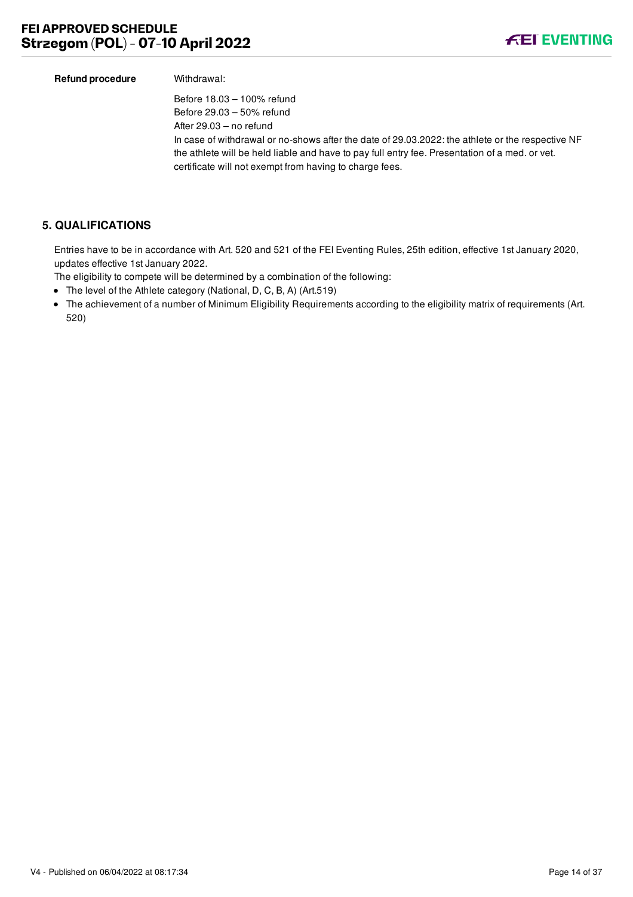| | |
|---|---|
| **Refund procedure** | Withdrawal:<br><br>Before 18.03 – 100% refund<br>Before 29.03 – 50% refund<br>After 29.03 – no refund<br>In case of withdrawal or no-shows after the date of 29.03.2022: the athlete or the respective NF the athlete will be held liable and have to pay full entry fee. Presentation of a med. or vet. certificate will not exempt from having to charge fees. |

## 5. QUALIFICATIONS

Entries have to be in accordance with Art. 520 and 521 of the FEI Eventing Rules, 25th edition, effective 1st January 2020, updates effective 1st January 2022.

The eligibility to compete will be determined by a combination of the following:

- The level of the Athlete category (National, D, C, B, A) (Art.519)
- The achievement of a number of Minimum Eligibility Requirements according to the eligibility matrix of requirements (Art. 520)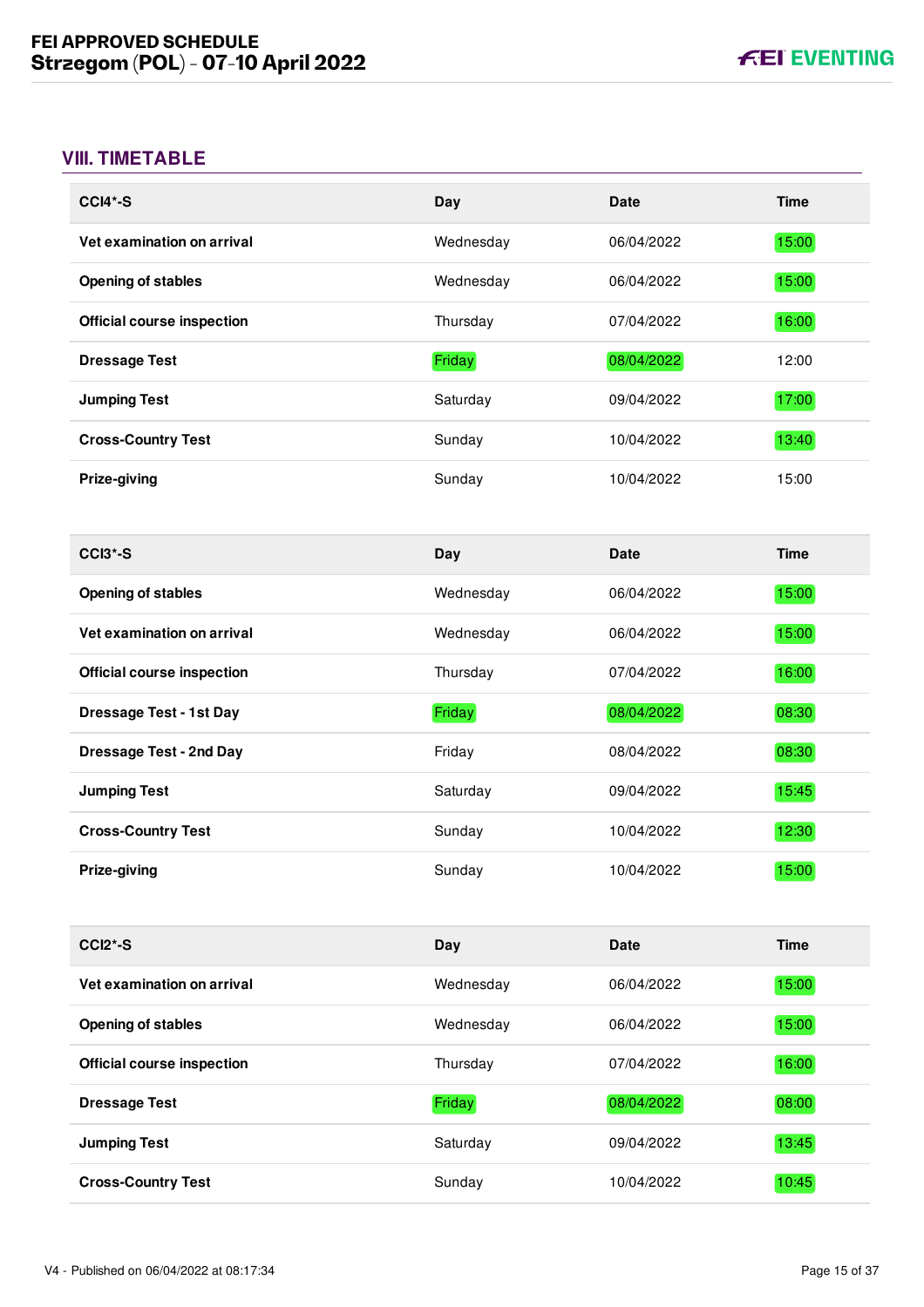## VIII. TIMETABLE

| CCI4*-S | Day | Date | Time |
|---|---|---|---|
| **Vet examination on arrival** | Wednesday | 06/04/2022 | 15:00 |
| **Opening of stables** | Wednesday | 06/04/2022 | 15:00 |
| **Official course inspection** | Thursday | 07/04/2022 | 16:00 |
| **Dressage Test** | Friday | 08/04/2022 | 12:00 |
| **Jumping Test** | Saturday | 09/04/2022 | 17:00 |
| **Cross-Country Test** | Sunday | 10/04/2022 | 13:40 |
| **Prize-giving** | Sunday | 10/04/2022 | 15:00 |

| CCI3*-S | Day | Date | Time |
|---|---|---|---|
| **Opening of stables** | Wednesday | 06/04/2022 | 15:00 |
| **Vet examination on arrival** | Wednesday | 06/04/2022 | 15:00 |
| **Official course inspection** | Thursday | 07/04/2022 | 16:00 |
| **Dressage Test - 1st Day** | Friday | 08/04/2022 | 08:30 |
| **Dressage Test - 2nd Day** | Friday | 08/04/2022 | 08:30 |
| **Jumping Test** | Saturday | 09/04/2022 | 15:45 |
| **Cross-Country Test** | Sunday | 10/04/2022 | 12:30 |
| **Prize-giving** | Sunday | 10/04/2022 | 15:00 |

| CCI2*-S | Day | Date | Time |
|---|---|---|---|
| **Vet examination on arrival** | Wednesday | 06/04/2022 | 15:00 |
| **Opening of stables** | Wednesday | 06/04/2022 | 15:00 |
| **Official course inspection** | Thursday | 07/04/2022 | 16:00 |
| **Dressage Test** | Friday | 08/04/2022 | 08:00 |
| **Jumping Test** | Saturday | 09/04/2022 | 13:45 |
| **Cross-Country Test** | Sunday | 10/04/2022 | 10:45 |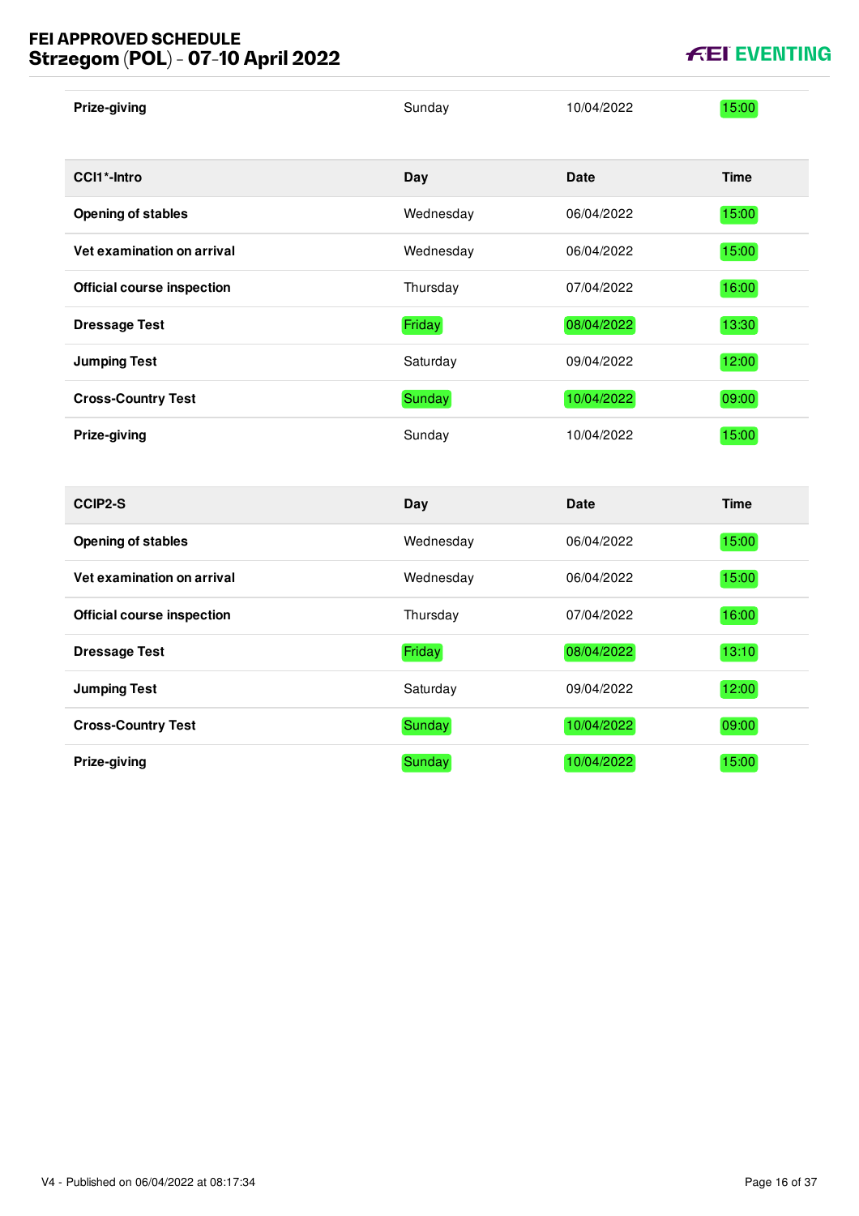| Prize-giving | Sunday | 10/04/2022 | 15:00 |
|---|---|---|---|

| CCI1*-Intro | Day | Date | Time |
|---|---|---|---|
| **Opening of stables** | Wednesday | 06/04/2022 | 15:00 |
| **Vet examination on arrival** | Wednesday | 06/04/2022 | 15:00 |
| **Official course inspection** | Thursday | 07/04/2022 | 16:00 |
| **Dressage Test** | Friday | 08/04/2022 | 13:30 |
| **Jumping Test** | Saturday | 09/04/2022 | 12:00 |
| **Cross-Country Test** | Sunday | 10/04/2022 | 09:00 |
| **Prize-giving** | Sunday | 10/04/2022 | 15:00 |

| CCIP2-S | Day | Date | Time |
|---|---|---|---|
| **Opening of stables** | Wednesday | 06/04/2022 | 15:00 |
| **Vet examination on arrival** | Wednesday | 06/04/2022 | 15:00 |
| **Official course inspection** | Thursday | 07/04/2022 | 16:00 |
| **Dressage Test** | Friday | 08/04/2022 | 13:10 |
| **Jumping Test** | Saturday | 09/04/2022 | 12:00 |
| **Cross-Country Test** | Sunday | 10/04/2022 | 09:00 |
| **Prize-giving** | Sunday | 10/04/2022 | 15:00 |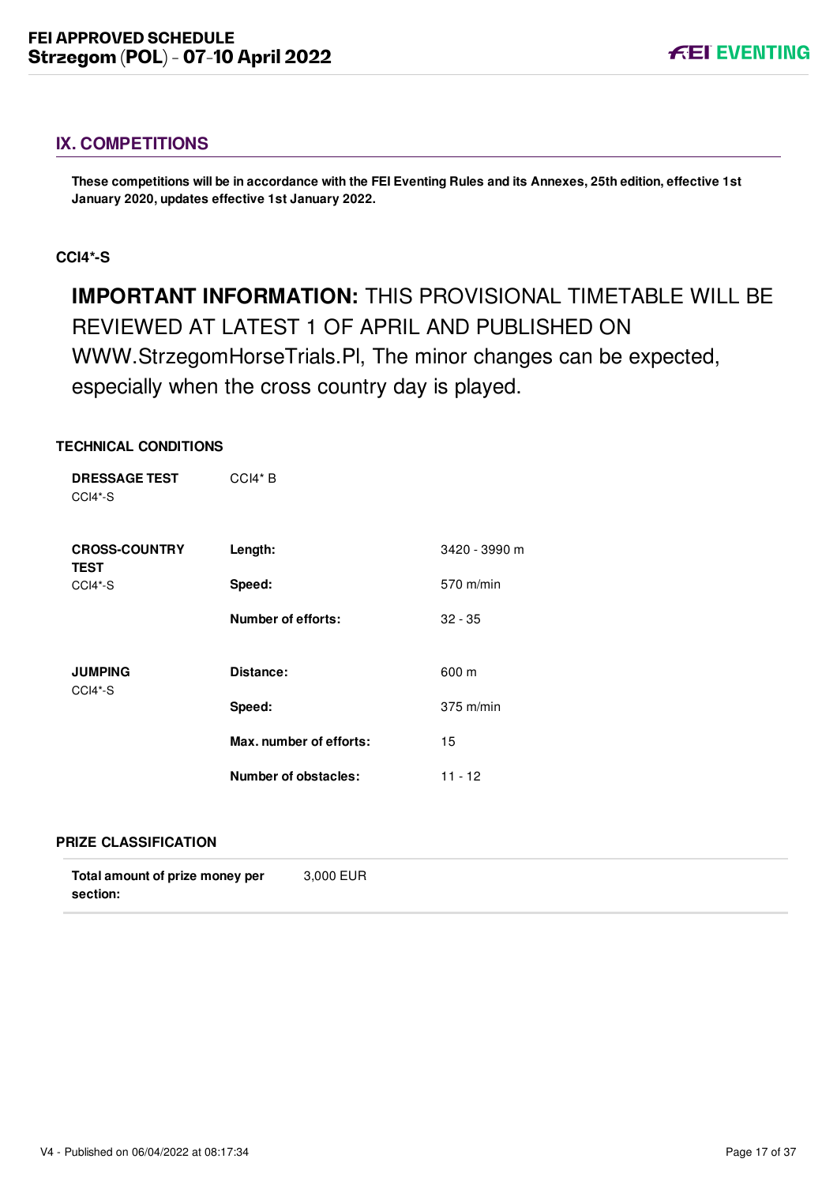## IX. COMPETITIONS

**These competitions will be in accordance with the FEI Eventing Rules and its Annexes, 25th edition, effective 1st January 2020, updates effective 1st January 2022.**

### CCI4*-S

**IMPORTANT INFORMATION:** THIS PROVISIONAL TIMETABLE WILL BE REVIEWED AT LATEST 1 OF APRIL AND PUBLISHED ON WWW.StrzegomHorseTrials.Pl, The minor changes can be expected, especially when the cross country day is played.

#### TECHNICAL CONDITIONS

| | | |
|---|---|---|
| **DRESSAGE TEST** CCI4*-S | CCI4* B | |
| **CROSS-COUNTRY TEST** CCI4*-S | **Length:** | 3420 - 3990 m |
| | **Speed:** | 570 m/min |
| | **Number of efforts:** | 32 - 35 |
| **JUMPING** CCI4*-S | **Distance:** | 600 m |
| | **Speed:** | 375 m/min |
| | **Max. number of efforts:** | 15 |
| | **Number of obstacles:** | 11 - 12 |

#### PRIZE CLASSIFICATION

| | |
|---|---|
| **Total amount of prize money per section:** | 3,000 EUR |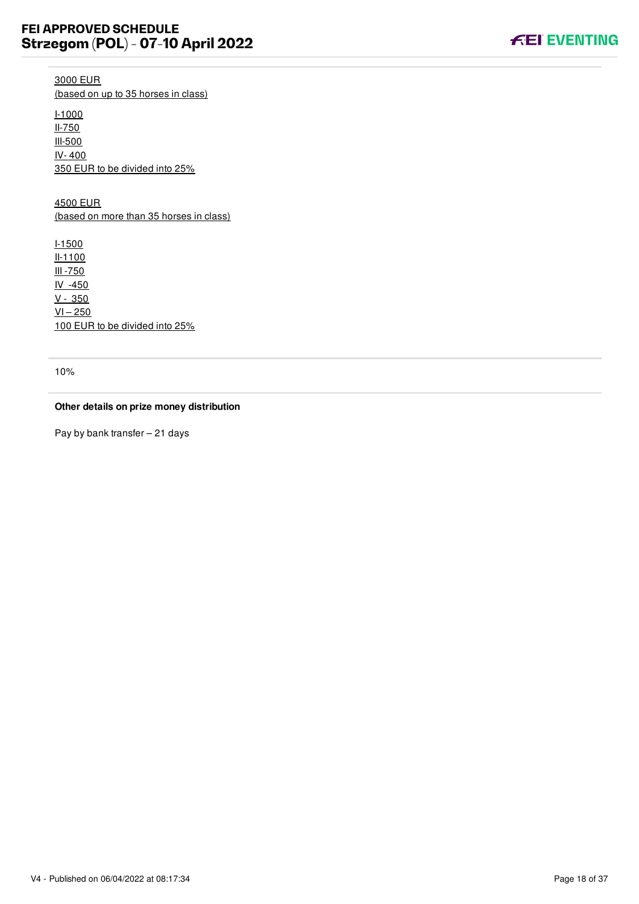3000 EUR
(based on up to 35 horses in class)

I-1000
II-750
III-500
IV- 400
350 EUR to be divided into 25%

4500 EUR
(based on more than 35 horses in class)

I-1500
II-1100
III -750
IV -450
V - 350
VI – 250
100 EUR to be divided into 25%

10%

**Other details on prize money distribution**

Pay by bank transfer – 21 days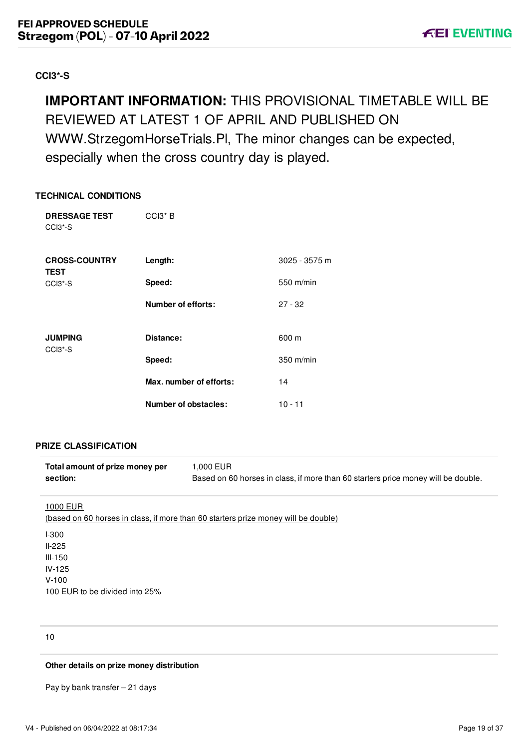## CCI3*-S

**IMPORTANT INFORMATION:** THIS PROVISIONAL TIMETABLE WILL BE REVIEWED AT LATEST 1 OF APRIL AND PUBLISHED ON WWW.StrzegomHorseTrials.Pl, The minor changes can be expected, especially when the cross country day is played.

### TECHNICAL CONDITIONS

| | | |
|---|---|---|
| **DRESSAGE TEST** CCI3*-S | CCI3* B | |
| **CROSS-COUNTRY TEST** CCI3*-S | **Length:** | 3025 - 3575 m |
| | **Speed:** | 550 m/min |
| | **Number of efforts:** | 27 - 32 |
| **JUMPING** CCI3*-S | **Distance:** | 600 m |
| | **Speed:** | 350 m/min |
| | **Max. number of efforts:** | 14 |
| | **Number of obstacles:** | 10 - 11 |

### PRIZE CLASSIFICATION

| | |
|---|---|
| **Total amount of prize money per section:** | 1,000 EUR<br>Based on 60 horses in class, if more than 60 starters price money will be double. |

1000 EUR
(based on 60 horses in class, if more than 60 starters prize money will be double)

I-300
II-225
III-150
IV-125
V-100
100 EUR to be divided into 25%

10

**Other details on prize money distribution**

Pay by bank transfer – 21 days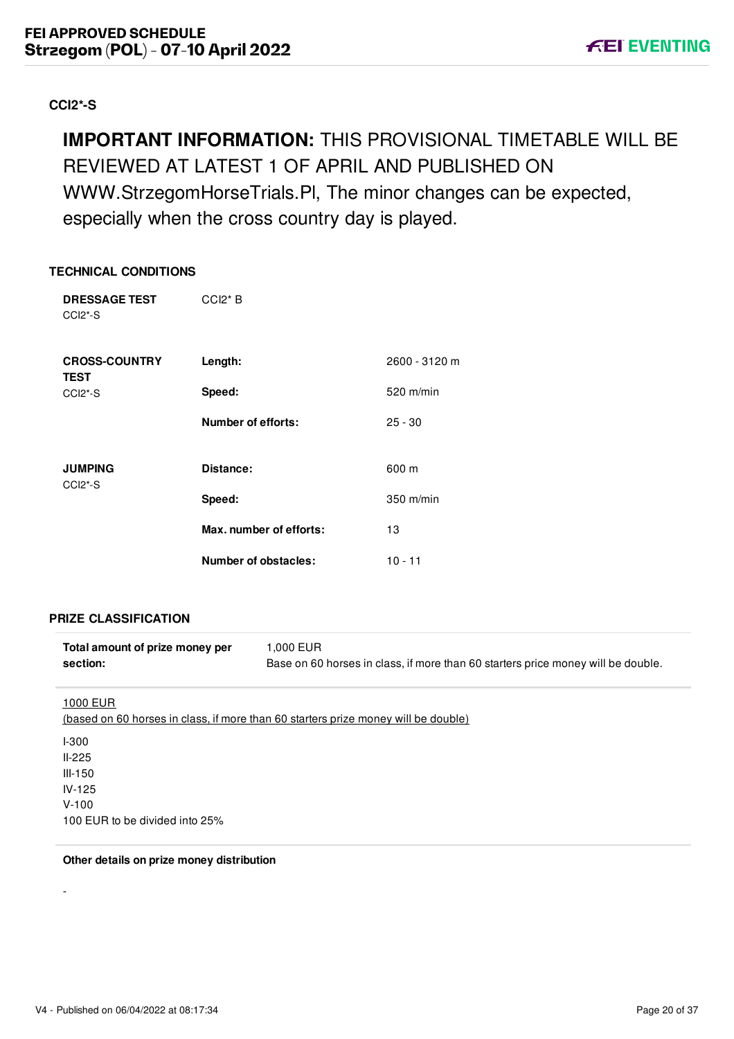## CCI2*-S

**IMPORTANT INFORMATION:** THIS PROVISIONAL TIMETABLE WILL BE REVIEWED AT LATEST 1 OF APRIL AND PUBLISHED ON WWW.StrzegomHorseTrials.Pl, The minor changes can be expected, especially when the cross country day is played.

### TECHNICAL CONDITIONS

| | | |
|---|---|---|
| **DRESSAGE TEST** CCI2*-S | CCI2* B | |
| **CROSS-COUNTRY TEST** CCI2*-S | **Length:** | 2600 - 3120 m |
| | **Speed:** | 520 m/min |
| | **Number of efforts:** | 25 - 30 |
| **JUMPING** CCI2*-S | **Distance:** | 600 m |
| | **Speed:** | 350 m/min |
| | **Max. number of efforts:** | 13 |
| | **Number of obstacles:** | 10 - 11 |

### PRIZE CLASSIFICATION

| | |
|---|---|
| **Total amount of prize money per section:** | 1,000 EUR<br>Base on 60 horses in class, if more than 60 starters price money will be double. |

1000 EUR
(based on 60 horses in class, if more than 60 starters prize money will be double)

I-300
II-225
III-150
IV-125
V-100
100 EUR to be divided into 25%

**Other details on prize money distribution**

-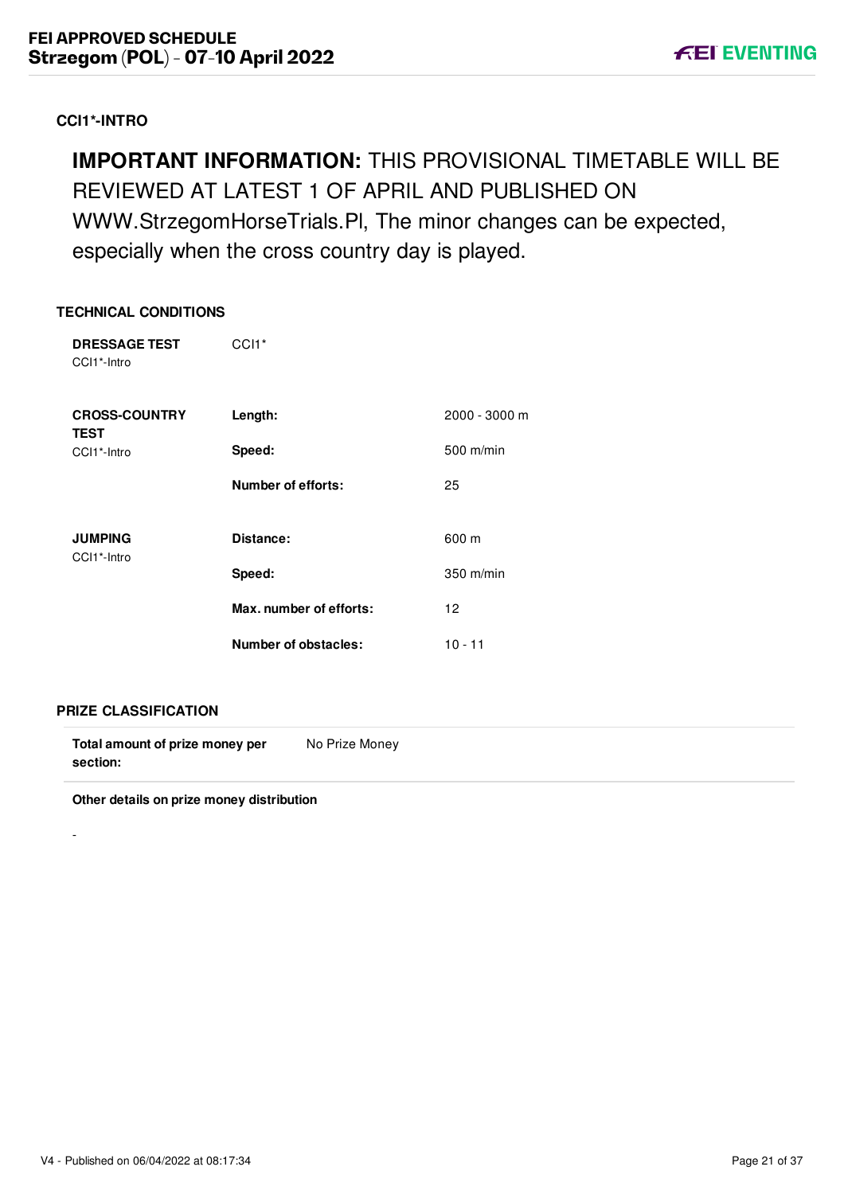### CCI1*-INTRO

**IMPORTANT INFORMATION:** THIS PROVISIONAL TIMETABLE WILL BE REVIEWED AT LATEST 1 OF APRIL AND PUBLISHED ON WWW.StrzegomHorseTrials.Pl, The minor changes can be expected, especially when the cross country day is played.

### TECHNICAL CONDITIONS

| | | |
|---|---|---|
| **DRESSAGE TEST** CCI1*-Intro | CCI1* | |
| **CROSS-COUNTRY TEST** CCI1*-Intro | **Length:** | 2000 - 3000 m |
| | **Speed:** | 500 m/min |
| | **Number of efforts:** | 25 |
| **JUMPING** CCI1*-Intro | **Distance:** | 600 m |
| | **Speed:** | 350 m/min |
| | **Max. number of efforts:** | 12 |
| | **Number of obstacles:** | 10 - 11 |

### PRIZE CLASSIFICATION

| | |
|---|---|
| **Total amount of prize money per section:** | No Prize Money |

**Other details on prize money distribution**

-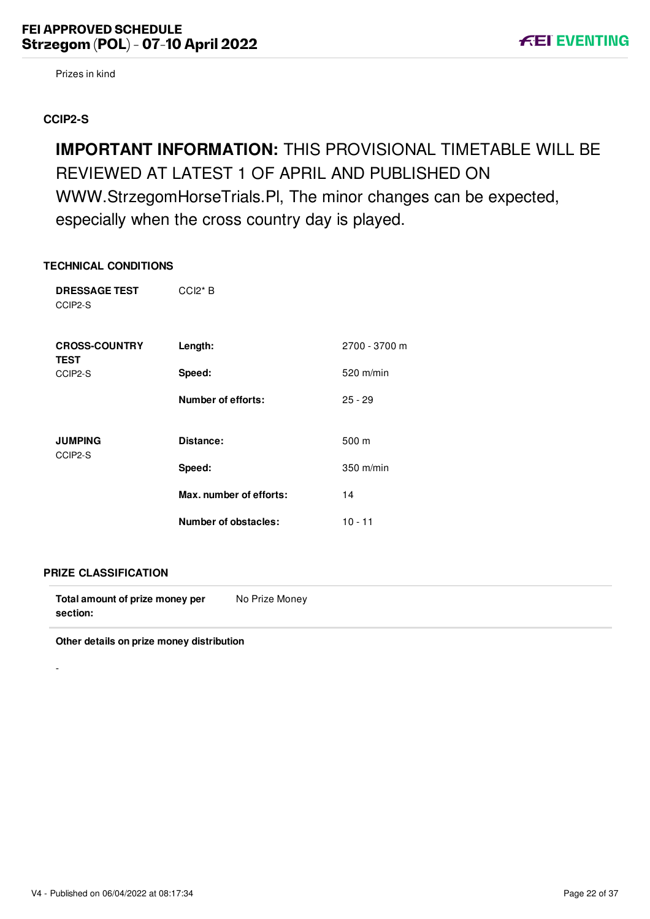Prizes in kind

### CCIP2-S

**IMPORTANT INFORMATION:** THIS PROVISIONAL TIMETABLE WILL BE REVIEWED AT LATEST 1 OF APRIL AND PUBLISHED ON WWW.StrzegomHorseTrials.Pl, The minor changes can be expected, especially when the cross country day is played.

### TECHNICAL CONDITIONS

| | | |
|---|---|---|
| **DRESSAGE TEST** CCIP2-S | CCI2* B | |
| **CROSS-COUNTRY TEST** CCIP2-S | **Length:** | 2700 - 3700 m |
| | **Speed:** | 520 m/min |
| | **Number of efforts:** | 25 - 29 |
| **JUMPING** CCIP2-S | **Distance:** | 500 m |
| | **Speed:** | 350 m/min |
| | **Max. number of efforts:** | 14 |
| | **Number of obstacles:** | 10 - 11 |

### PRIZE CLASSIFICATION

| | |
|---|---|
| **Total amount of prize money per section:** | No Prize Money |

**Other details on prize money distribution**

-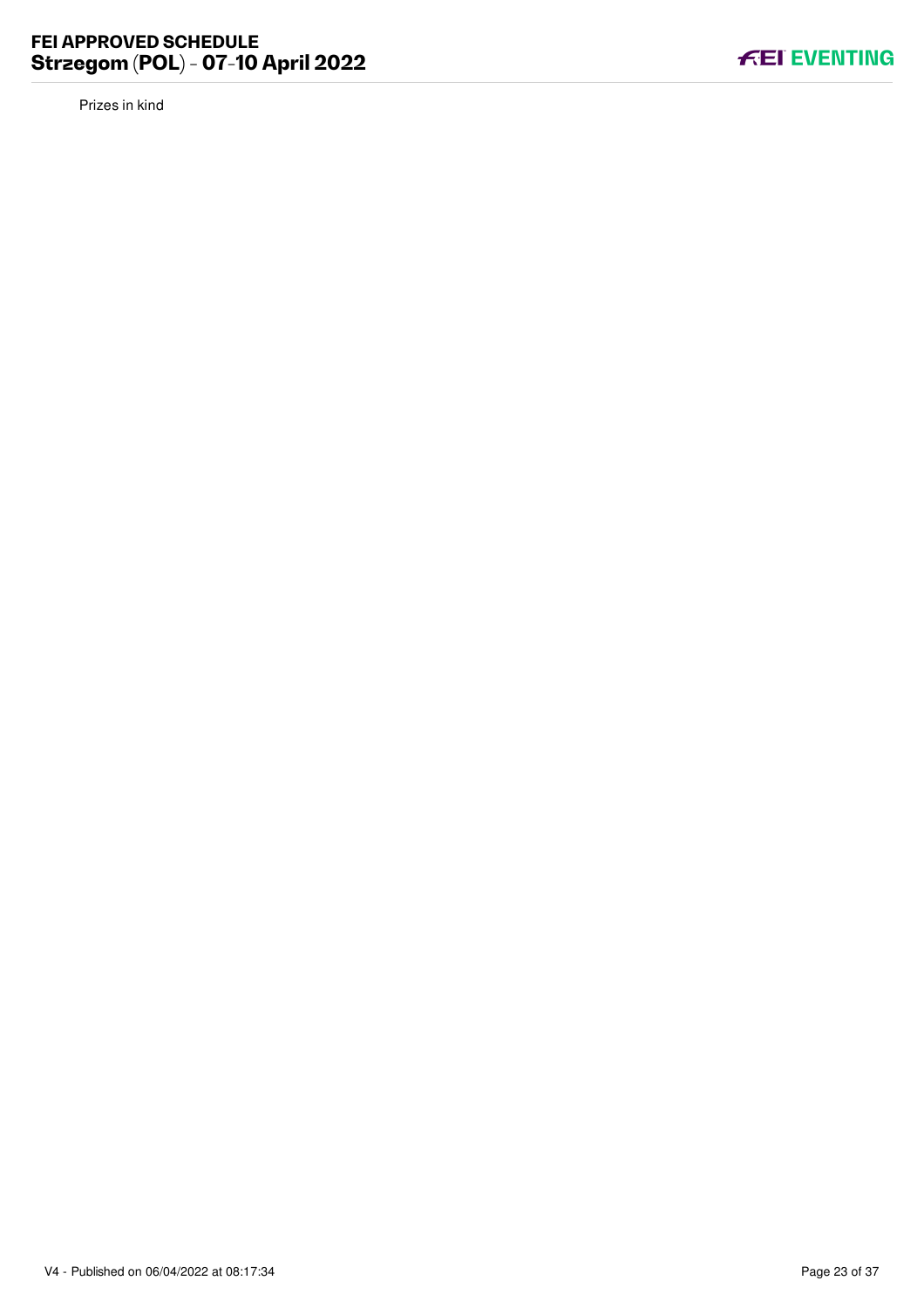Prizes in kind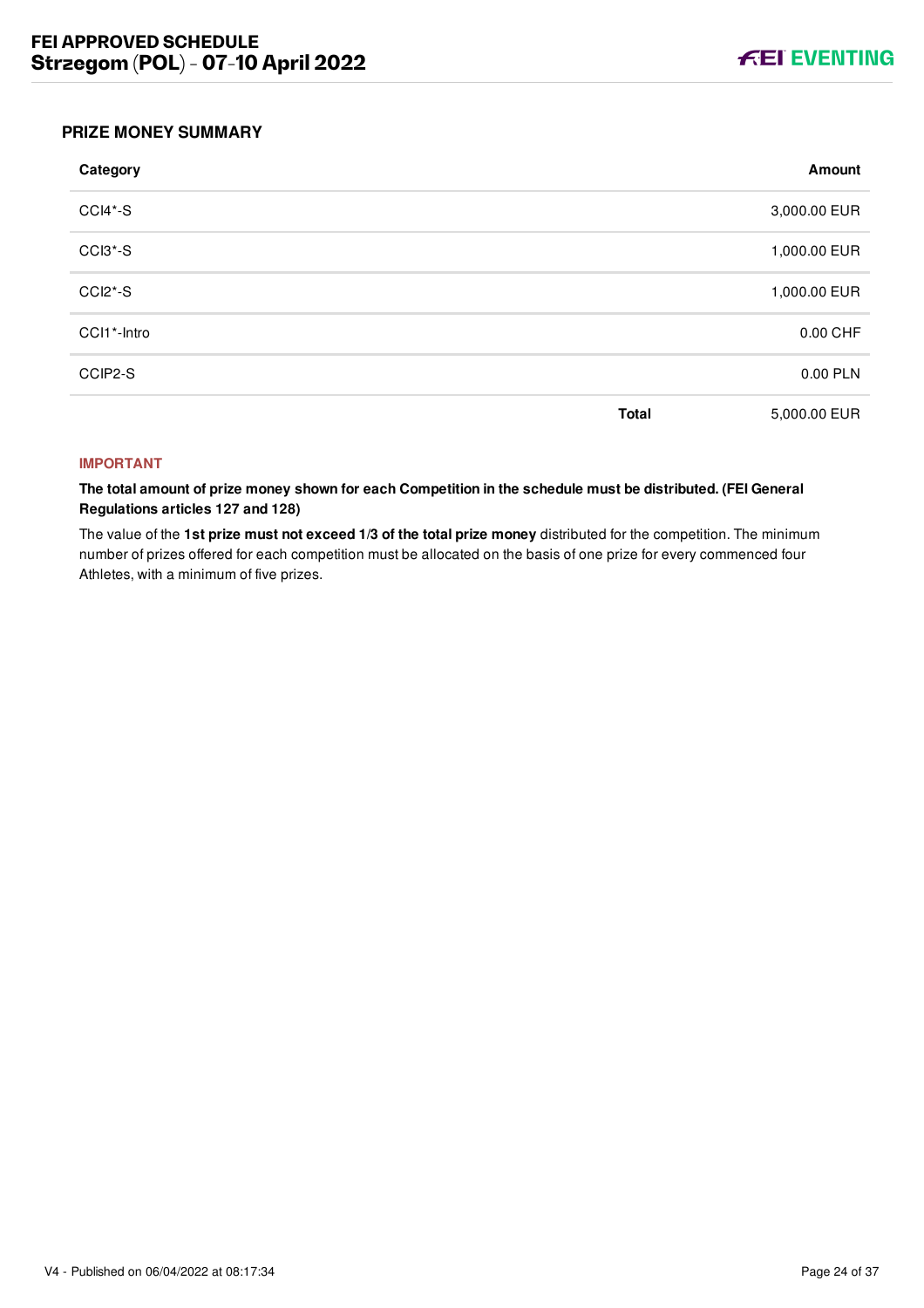## PRIZE MONEY SUMMARY

| Category | | Amount |
|---|---|---|
| CCI4*-S | | 3,000.00 EUR |
| CCI3*-S | | 1,000.00 EUR |
| CCI2*-S | | 1,000.00 EUR |
| CCI1*-Intro | | 0.00 CHF |
| CCIP2-S | | 0.00 PLN |
| | **Total** | 5,000.00 EUR |

**IMPORTANT**

**The total amount of prize money shown for each Competition in the schedule must be distributed. (FEI General Regulations articles 127 and 128)**

The value of the **1st prize must not exceed 1/3 of the total prize money** distributed for the competition. The minimum number of prizes offered for each competition must be allocated on the basis of one prize for every commenced four Athletes, with a minimum of five prizes.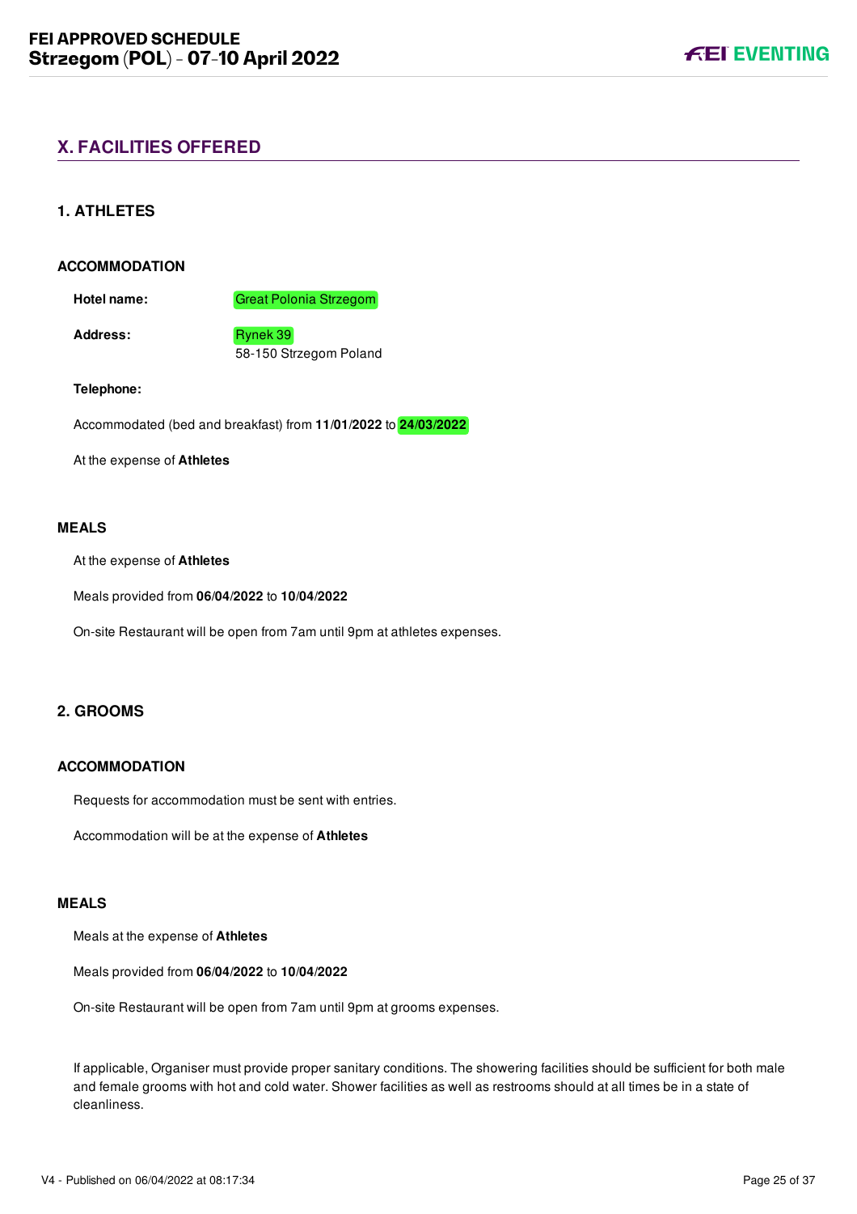## X. FACILITIES OFFERED

### 1. ATHLETES

#### ACCOMMODATION

**Hotel name:** Great Polonia Strzegom

**Address:** Rynek 39
58-150 Strzegom Poland

**Telephone:**

Accommodated (bed and breakfast) from **11/01/2022** to **24/03/2022**

At the expense of **Athletes**

#### MEALS

At the expense of **Athletes**

Meals provided from **06/04/2022** to **10/04/2022**

On-site Restaurant will be open from 7am until 9pm at athletes expenses.

### 2. GROOMS

#### ACCOMMODATION

Requests for accommodation must be sent with entries.

Accommodation will be at the expense of **Athletes**

#### MEALS

Meals at the expense of **Athletes**

Meals provided from **06/04/2022** to **10/04/2022**

On-site Restaurant will be open from 7am until 9pm at grooms expenses.

If applicable, Organiser must provide proper sanitary conditions. The showering facilities should be sufficient for both male and female grooms with hot and cold water. Shower facilities as well as restrooms should at all times be in a state of cleanliness.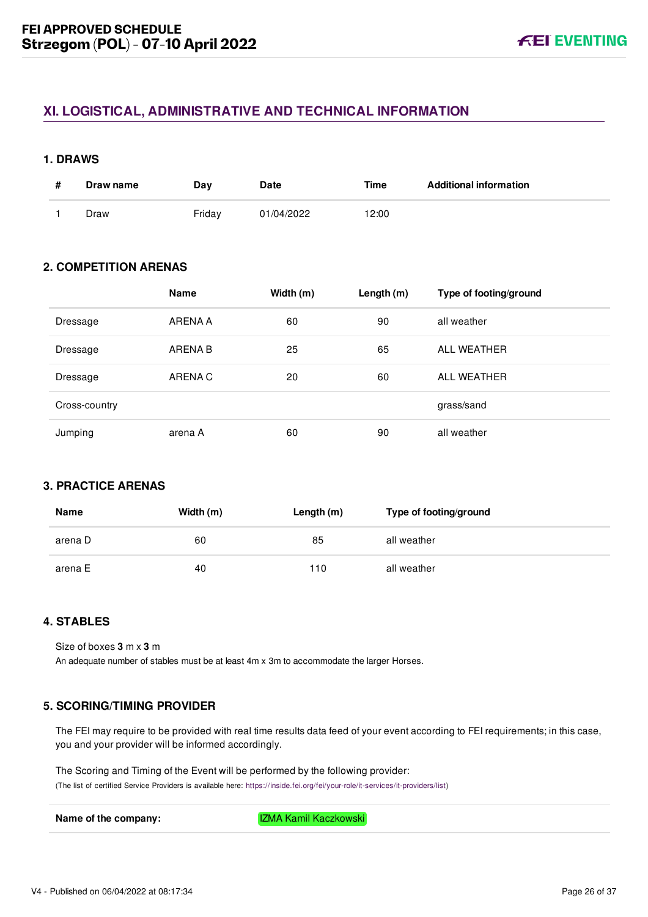## XI. LOGISTICAL, ADMINISTRATIVE AND TECHNICAL INFORMATION

### 1. DRAWS

| # | Draw name | Day | Date | Time | Additional information |
|---|---|---|---|---|---|
| 1 | Draw | Friday | 01/04/2022 | 12:00 | |

### 2. COMPETITION ARENAS

| | Name | Width (m) | Length (m) | Type of footing/ground |
|---|---|---|---|---|
| Dressage | ARENA A | 60 | 90 | all weather |
| Dressage | ARENA B | 25 | 65 | ALL WEATHER |
| Dressage | ARENA C | 20 | 60 | ALL WEATHER |
| Cross-country | | | | grass/sand |
| Jumping | arena A | 60 | 90 | all weather |

### 3. PRACTICE ARENAS

| Name | Width (m) | Length (m) | Type of footing/ground |
|---|---|---|---|
| arena D | 60 | 85 | all weather |
| arena E | 40 | 110 | all weather |

### 4. STABLES

Size of boxes **3** m x **3** m

An adequate number of stables must be at least 4m x 3m to accommodate the larger Horses.

### 5. SCORING/TIMING PROVIDER

The FEI may require to be provided with real time results data feed of your event according to FEI requirements; in this case, you and your provider will be informed accordingly.

The Scoring and Timing of the Event will be performed by the following provider:
(The list of certified Service Providers is available here: https://inside.fei.org/fei/your-role/it-services/it-providers/list)

| **Name of the company:** | IZMA Kamil Kaczkowski |
|---|---|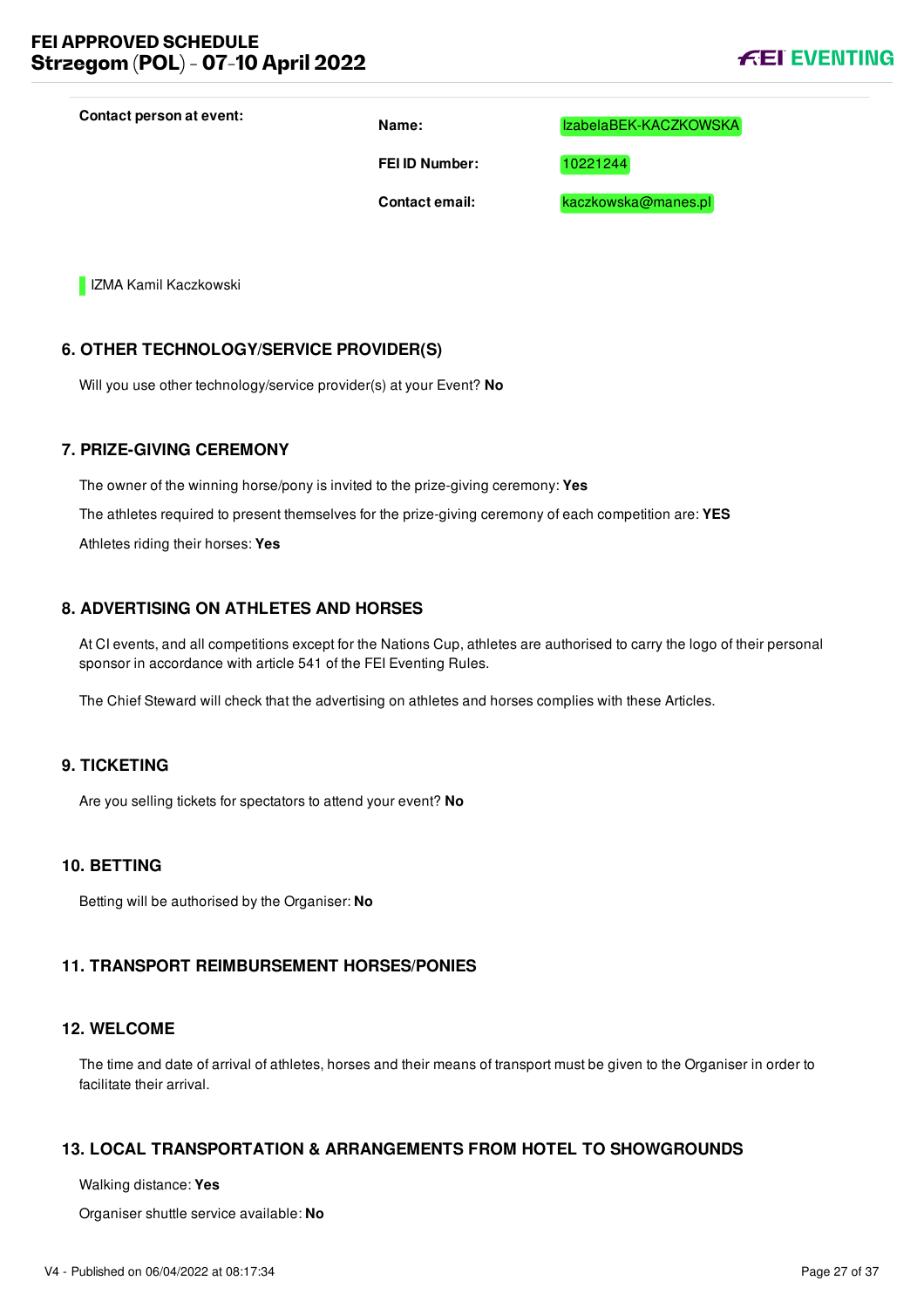**Contact person at event:**

| | |
|---|---|
| **Name:** | IzabelaBEK-KACZKOWSKA |
| **FEI ID Number:** | 10221244 |
| **Contact email:** | kaczkowska@manes.pl |

IZMA Kamil Kaczkowski

## 6. OTHER TECHNOLOGY/SERVICE PROVIDER(S)

Will you use other technology/service provider(s) at your Event? **No**

## 7. PRIZE-GIVING CEREMONY

The owner of the winning horse/pony is invited to the prize-giving ceremony: **Yes**

The athletes required to present themselves for the prize-giving ceremony of each competition are: **YES**

Athletes riding their horses: **Yes**

## 8. ADVERTISING ON ATHLETES AND HORSES

At CI events, and all competitions except for the Nations Cup, athletes are authorised to carry the logo of their personal sponsor in accordance with article 541 of the FEI Eventing Rules.

The Chief Steward will check that the advertising on athletes and horses complies with these Articles.

## 9. TICKETING

Are you selling tickets for spectators to attend your event? **No**

## 10. BETTING

Betting will be authorised by the Organiser: **No**

## 11. TRANSPORT REIMBURSEMENT HORSES/PONIES

## 12. WELCOME

The time and date of arrival of athletes, horses and their means of transport must be given to the Organiser in order to facilitate their arrival.

## 13. LOCAL TRANSPORTATION & ARRANGEMENTS FROM HOTEL TO SHOWGROUNDS

Walking distance: **Yes**

Organiser shuttle service available: **No**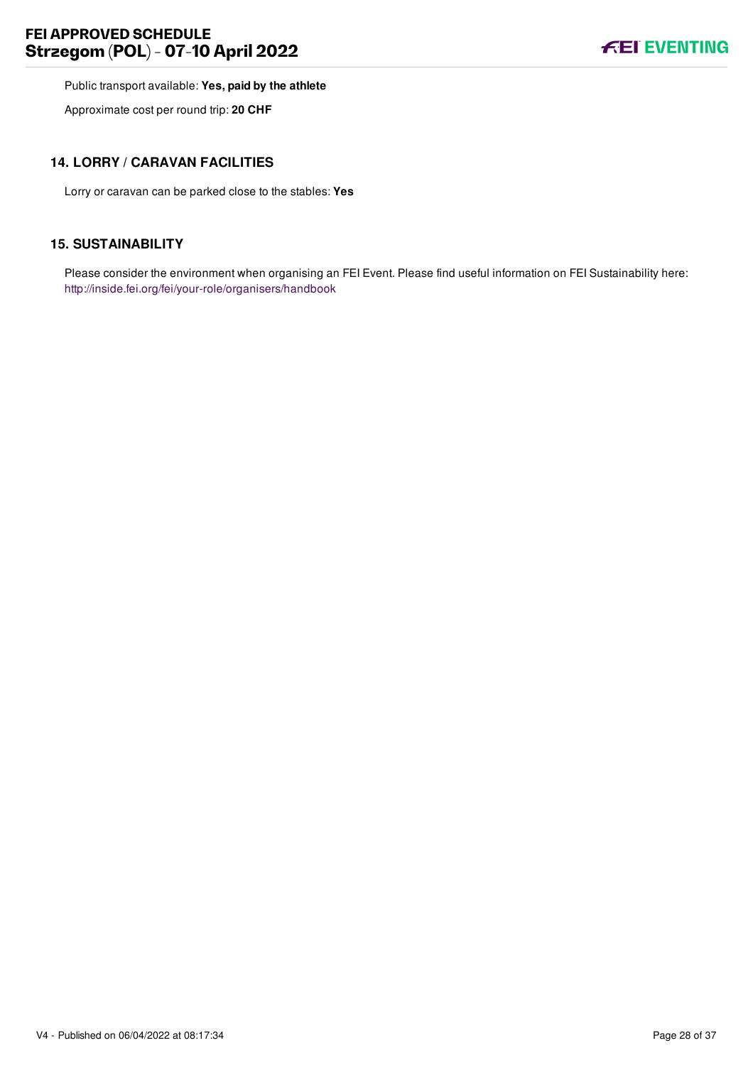Public transport available: **Yes, paid by the athlete**

Approximate cost per round trip: **20 CHF**

## 14. LORRY / CARAVAN FACILITIES

Lorry or caravan can be parked close to the stables: **Yes**

## 15. SUSTAINABILITY

Please consider the environment when organising an FEI Event. Please find useful information on FEI Sustainability here: http://inside.fei.org/fei/your-role/organisers/handbook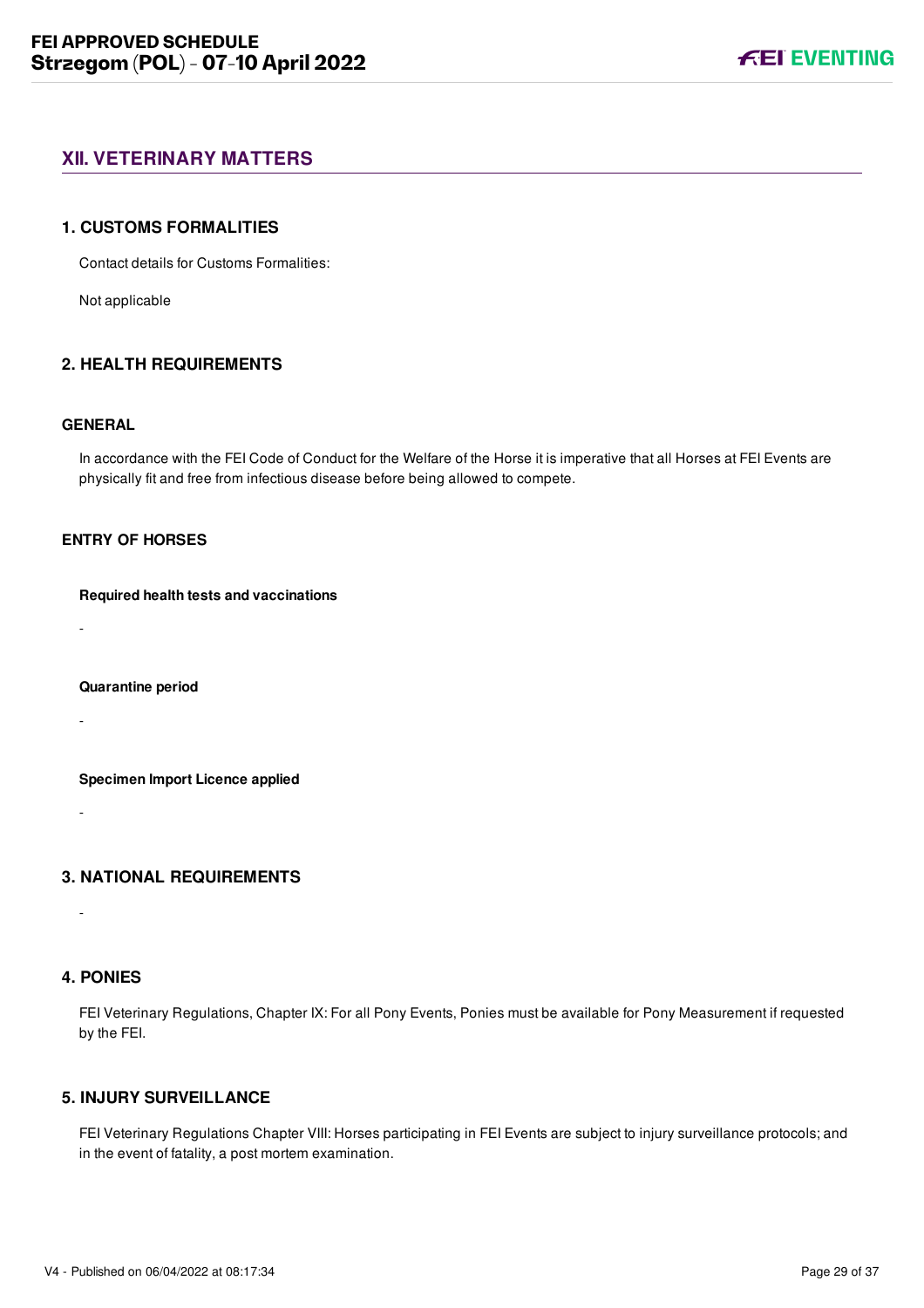## XII. VETERINARY MATTERS

### 1. CUSTOMS FORMALITIES

Contact details for Customs Formalities:

Not applicable

### 2. HEALTH REQUIREMENTS

#### GENERAL

In accordance with the FEI Code of Conduct for the Welfare of the Horse it is imperative that all Horses at FEI Events are physically fit and free from infectious disease before being allowed to compete.

#### ENTRY OF HORSES

**Required health tests and vaccinations**

-

**Quarantine period**

-

**Specimen Import Licence applied**

-

### 3. NATIONAL REQUIREMENTS

-

### 4. PONIES

FEI Veterinary Regulations, Chapter IX: For all Pony Events, Ponies must be available for Pony Measurement if requested by the FEI.

### 5. INJURY SURVEILLANCE

FEI Veterinary Regulations Chapter VIII: Horses participating in FEI Events are subject to injury surveillance protocols; and in the event of fatality, a post mortem examination.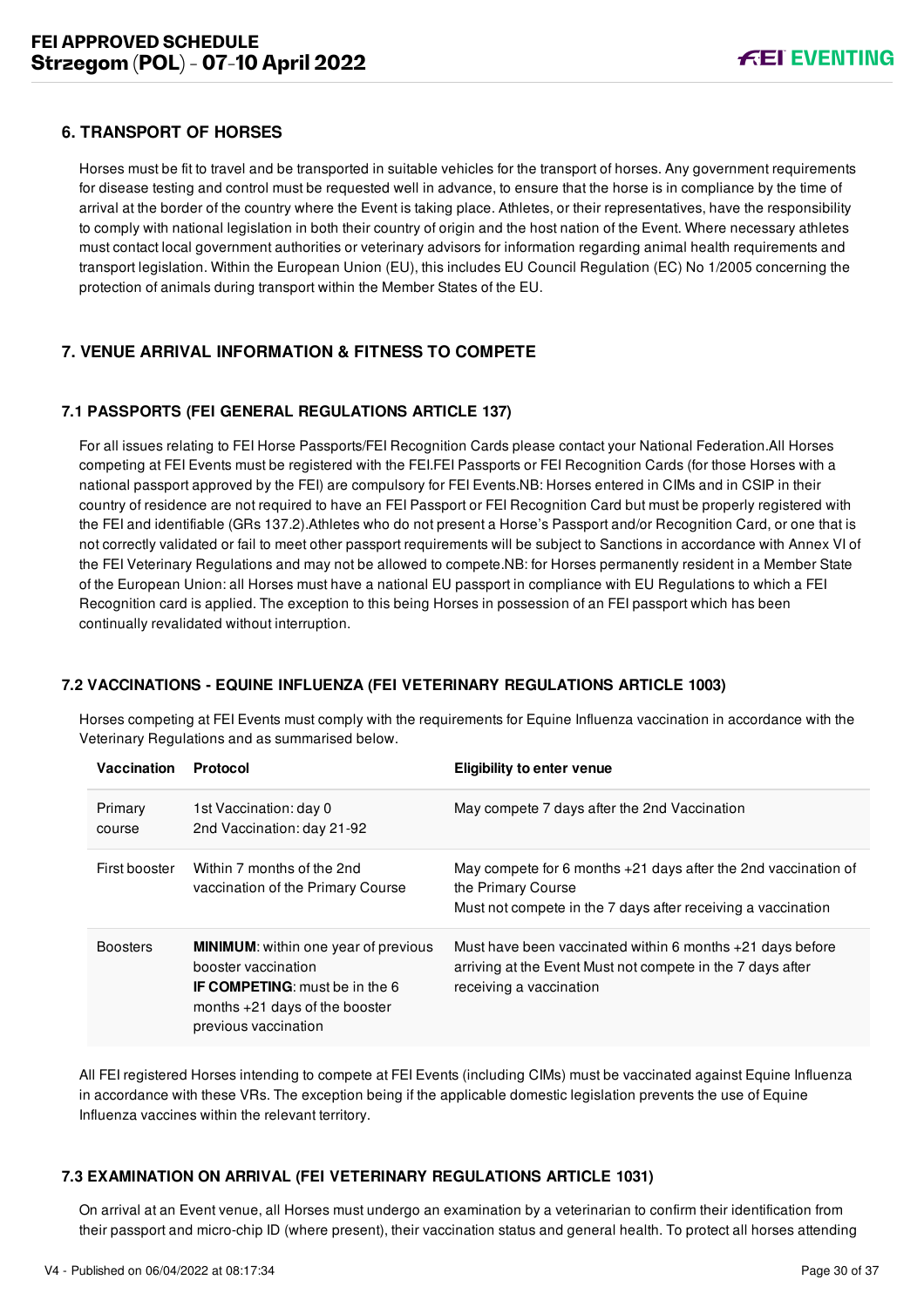## 6. TRANSPORT OF HORSES

Horses must be fit to travel and be transported in suitable vehicles for the transport of horses. Any government requirements for disease testing and control must be requested well in advance, to ensure that the horse is in compliance by the time of arrival at the border of the country where the Event is taking place. Athletes, or their representatives, have the responsibility to comply with national legislation in both their country of origin and the host nation of the Event. Where necessary athletes must contact local government authorities or veterinary advisors for information regarding animal health requirements and transport legislation. Within the European Union (EU), this includes EU Council Regulation (EC) No 1/2005 concerning the protection of animals during transport within the Member States of the EU.

## 7. VENUE ARRIVAL INFORMATION & FITNESS TO COMPETE

### 7.1 PASSPORTS (FEI GENERAL REGULATIONS ARTICLE 137)

For all issues relating to FEI Horse Passports/FEI Recognition Cards please contact your National Federation.All Horses competing at FEI Events must be registered with the FEI.FEI Passports or FEI Recognition Cards (for those Horses with a national passport approved by the FEI) are compulsory for FEI Events.NB: Horses entered in CIMs and in CSIP in their country of residence are not required to have an FEI Passport or FEI Recognition Card but must be properly registered with the FEI and identifiable (GRs 137.2).Athletes who do not present a Horse's Passport and/or Recognition Card, or one that is not correctly validated or fail to meet other passport requirements will be subject to Sanctions in accordance with Annex VI of the FEI Veterinary Regulations and may not be allowed to compete.NB: for Horses permanently resident in a Member State of the European Union: all Horses must have a national EU passport in compliance with EU Regulations to which a FEI Recognition card is applied. The exception to this being Horses in possession of an FEI passport which has been continually revalidated without interruption.

### 7.2 VACCINATIONS - EQUINE INFLUENZA (FEI VETERINARY REGULATIONS ARTICLE 1003)

Horses competing at FEI Events must comply with the requirements for Equine Influenza vaccination in accordance with the Veterinary Regulations and as summarised below.

| Vaccination | Protocol | Eligibility to enter venue |
|---|---|---|
| Primary course | 1st Vaccination: day 0<br>2nd Vaccination: day 21-92 | May compete 7 days after the 2nd Vaccination |
| First booster | Within 7 months of the 2nd vaccination of the Primary Course | May compete for 6 months +21 days after the 2nd vaccination of the Primary Course<br>Must not compete in the 7 days after receiving a vaccination |
| Boosters | **MINIMUM**: within one year of previous booster vaccination<br>**IF COMPETING**: must be in the 6 months +21 days of the booster previous vaccination | Must have been vaccinated within 6 months +21 days before arriving at the Event Must not compete in the 7 days after receiving a vaccination |

All FEI registered Horses intending to compete at FEI Events (including CIMs) must be vaccinated against Equine Influenza in accordance with these VRs. The exception being if the applicable domestic legislation prevents the use of Equine Influenza vaccines within the relevant territory.

### 7.3 EXAMINATION ON ARRIVAL (FEI VETERINARY REGULATIONS ARTICLE 1031)

On arrival at an Event venue, all Horses must undergo an examination by a veterinarian to confirm their identification from their passport and micro-chip ID (where present), their vaccination status and general health. To protect all horses attending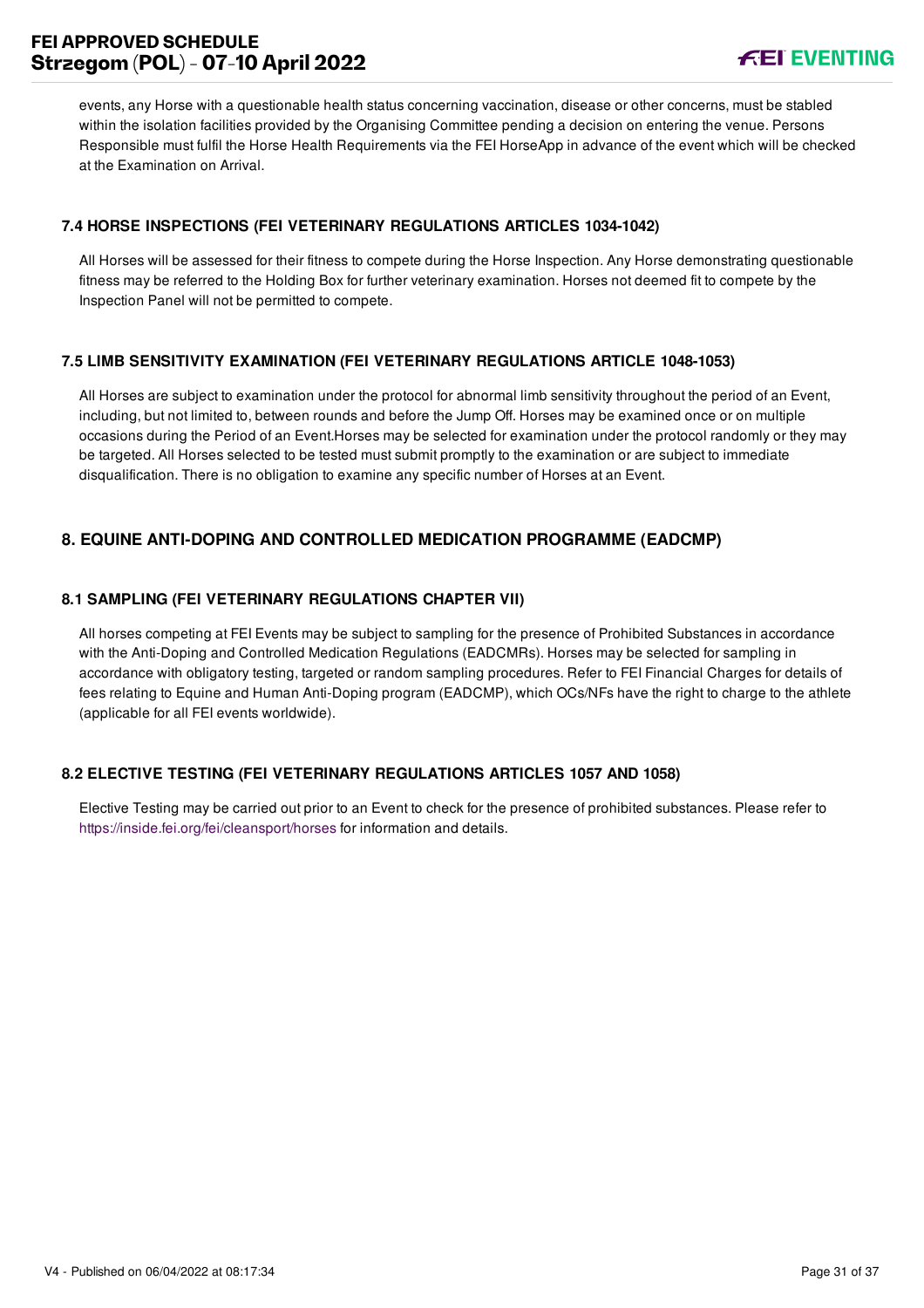events, any Horse with a questionable health status concerning vaccination, disease or other concerns, must be stabled within the isolation facilities provided by the Organising Committee pending a decision on entering the venue. Persons Responsible must fulfil the Horse Health Requirements via the FEI HorseApp in advance of the event which will be checked at the Examination on Arrival.

### 7.4 HORSE INSPECTIONS (FEI VETERINARY REGULATIONS ARTICLES 1034-1042)

All Horses will be assessed for their fitness to compete during the Horse Inspection. Any Horse demonstrating questionable fitness may be referred to the Holding Box for further veterinary examination. Horses not deemed fit to compete by the Inspection Panel will not be permitted to compete.

### 7.5 LIMB SENSITIVITY EXAMINATION (FEI VETERINARY REGULATIONS ARTICLE 1048-1053)

All Horses are subject to examination under the protocol for abnormal limb sensitivity throughout the period of an Event, including, but not limited to, between rounds and before the Jump Off. Horses may be examined once or on multiple occasions during the Period of an Event.Horses may be selected for examination under the protocol randomly or they may be targeted. All Horses selected to be tested must submit promptly to the examination or are subject to immediate disqualification. There is no obligation to examine any specific number of Horses at an Event.

## 8. EQUINE ANTI-DOPING AND CONTROLLED MEDICATION PROGRAMME (EADCMP)

### 8.1 SAMPLING (FEI VETERINARY REGULATIONS CHAPTER VII)

All horses competing at FEI Events may be subject to sampling for the presence of Prohibited Substances in accordance with the Anti-Doping and Controlled Medication Regulations (EADCMRs). Horses may be selected for sampling in accordance with obligatory testing, targeted or random sampling procedures. Refer to FEI Financial Charges for details of fees relating to Equine and Human Anti-Doping program (EADCMP), which OCs/NFs have the right to charge to the athlete (applicable for all FEI events worldwide).

### 8.2 ELECTIVE TESTING (FEI VETERINARY REGULATIONS ARTICLES 1057 AND 1058)

Elective Testing may be carried out prior to an Event to check for the presence of prohibited substances. Please refer to https://inside.fei.org/fei/cleansport/horses for information and details.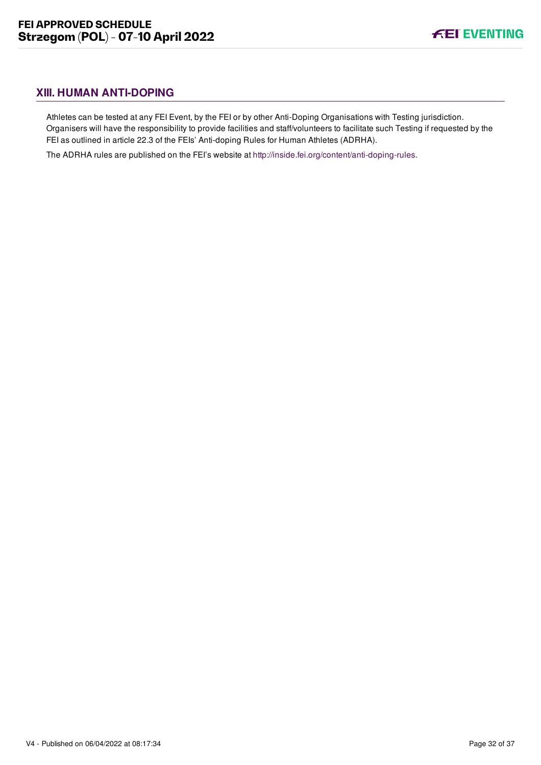## XIII. HUMAN ANTI-DOPING

Athletes can be tested at any FEI Event, by the FEI or by other Anti-Doping Organisations with Testing jurisdiction. Organisers will have the responsibility to provide facilities and staff/volunteers to facilitate such Testing if requested by the FEI as outlined in article 22.3 of the FEIs' Anti-doping Rules for Human Athletes (ADRHA).

The ADRHA rules are published on the FEI's website at http://inside.fei.org/content/anti-doping-rules.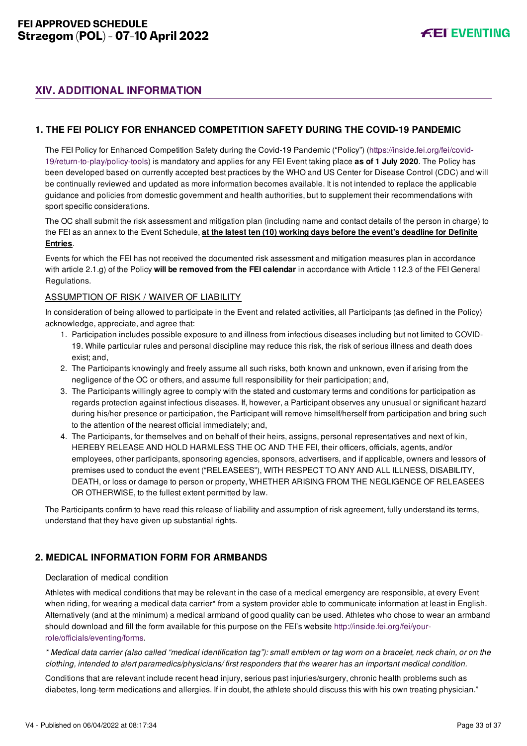## XIV. ADDITIONAL INFORMATION

### 1. THE FEI POLICY FOR ENHANCED COMPETITION SAFETY DURING THE COVID-19 PANDEMIC

The FEI Policy for Enhanced Competition Safety during the Covid-19 Pandemic ("Policy") (https://inside.fei.org/fei/covid-19/return-to-play/policy-tools) is mandatory and applies for any FEI Event taking place **as of 1 July 2020**. The Policy has been developed based on currently accepted best practices by the WHO and US Center for Disease Control (CDC) and will be continually reviewed and updated as more information becomes available. It is not intended to replace the applicable guidance and policies from domestic government and health authorities, but to supplement their recommendations with sport specific considerations.

The OC shall submit the risk assessment and mitigation plan (including name and contact details of the person in charge) to the FEI as an annex to the Event Schedule, **at the latest ten (10) working days before the event's deadline for Definite Entries**.

Events for which the FEI has not received the documented risk assessment and mitigation measures plan in accordance with article 2.1.g) of the Policy **will be removed from the FEI calendar** in accordance with Article 112.3 of the FEI General Regulations.

ASSUMPTION OF RISK / WAIVER OF LIABILITY

In consideration of being allowed to participate in the Event and related activities, all Participants (as defined in the Policy) acknowledge, appreciate, and agree that:

1. Participation includes possible exposure to and illness from infectious diseases including but not limited to COVID-19. While particular rules and personal discipline may reduce this risk, the risk of serious illness and death does exist; and,
2. The Participants knowingly and freely assume all such risks, both known and unknown, even if arising from the negligence of the OC or others, and assume full responsibility for their participation; and,
3. The Participants willingly agree to comply with the stated and customary terms and conditions for participation as regards protection against infectious diseases. If, however, a Participant observes any unusual or significant hazard during his/her presence or participation, the Participant will remove himself/herself from participation and bring such to the attention of the nearest official immediately; and,
4. The Participants, for themselves and on behalf of their heirs, assigns, personal representatives and next of kin, HEREBY RELEASE AND HOLD HARMLESS THE OC AND THE FEI, their officers, officials, agents, and/or employees, other participants, sponsoring agencies, sponsors, advertisers, and if applicable, owners and lessors of premises used to conduct the event ("RELEASEES"), WITH RESPECT TO ANY AND ALL ILLNESS, DISABILITY, DEATH, or loss or damage to person or property, WHETHER ARISING FROM THE NEGLIGENCE OF RELEASEES OR OTHERWISE, to the fullest extent permitted by law.

The Participants confirm to have read this release of liability and assumption of risk agreement, fully understand its terms, understand that they have given up substantial rights.

### 2. MEDICAL INFORMATION FORM FOR ARMBANDS

Declaration of medical condition

Athletes with medical conditions that may be relevant in the case of a medical emergency are responsible, at every Event when riding, for wearing a medical data carrier* from a system provider able to communicate information at least in English. Alternatively (and at the minimum) a medical armband of good quality can be used. Athletes who chose to wear an armband should download and fill the form available for this purpose on the FEI's website http://inside.fei.org/fei/your-role/officials/eventing/forms.

*\* Medical data carrier (also called "medical identification tag"): small emblem or tag worn on a bracelet, neck chain, or on the clothing, intended to alert paramedics/physicians/ first responders that the wearer has an important medical condition.*

Conditions that are relevant include recent head injury, serious past injuries/surgery, chronic health problems such as diabetes, long-term medications and allergies. If in doubt, the athlete should discuss this with his own treating physician."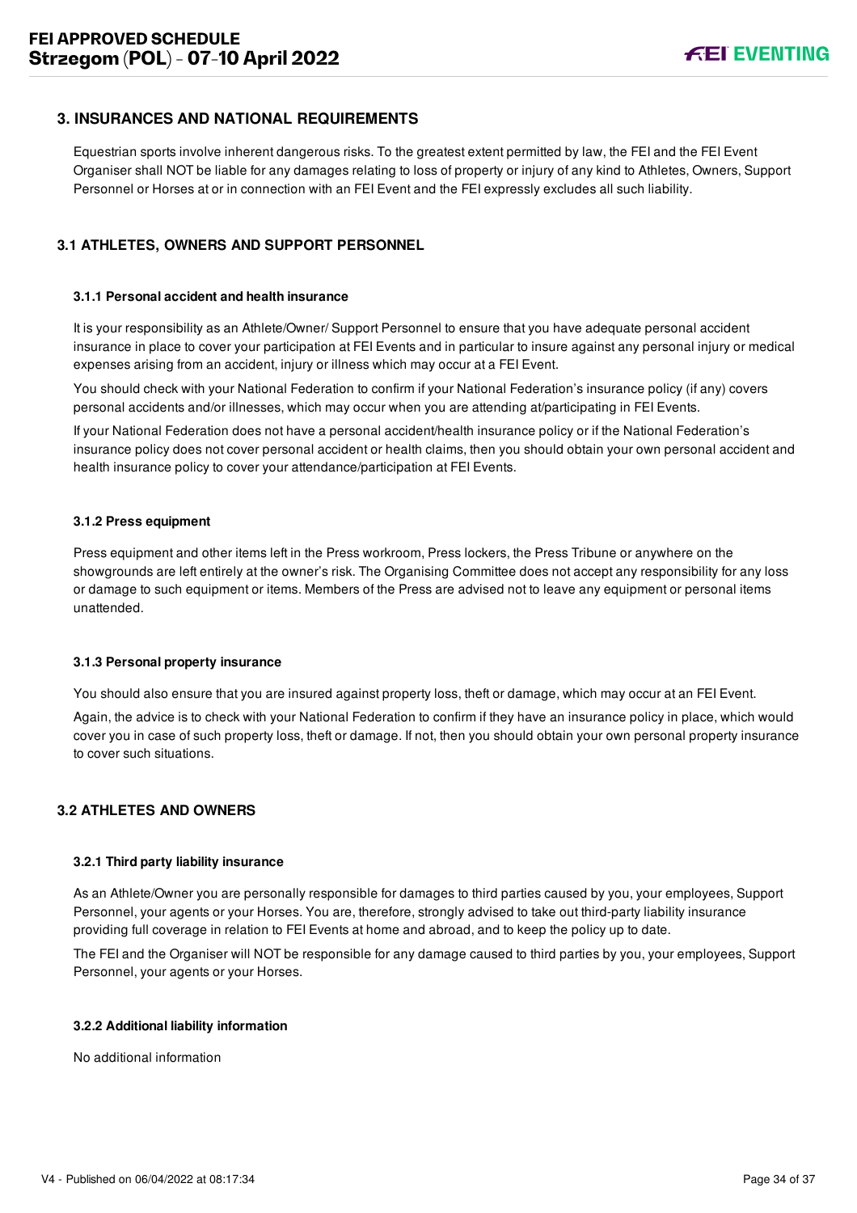## 3. INSURANCES AND NATIONAL REQUIREMENTS

Equestrian sports involve inherent dangerous risks. To the greatest extent permitted by law, the FEI and the FEI Event Organiser shall NOT be liable for any damages relating to loss of property or injury of any kind to Athletes, Owners, Support Personnel or Horses at or in connection with an FEI Event and the FEI expressly excludes all such liability.

## 3.1 ATHLETES, OWNERS AND SUPPORT PERSONNEL

### 3.1.1 Personal accident and health insurance

It is your responsibility as an Athlete/Owner/ Support Personnel to ensure that you have adequate personal accident insurance in place to cover your participation at FEI Events and in particular to insure against any personal injury or medical expenses arising from an accident, injury or illness which may occur at a FEI Event.

You should check with your National Federation to confirm if your National Federation's insurance policy (if any) covers personal accidents and/or illnesses, which may occur when you are attending at/participating in FEI Events.

If your National Federation does not have a personal accident/health insurance policy or if the National Federation's insurance policy does not cover personal accident or health claims, then you should obtain your own personal accident and health insurance policy to cover your attendance/participation at FEI Events.

### 3.1.2 Press equipment

Press equipment and other items left in the Press workroom, Press lockers, the Press Tribune or anywhere on the showgrounds are left entirely at the owner's risk. The Organising Committee does not accept any responsibility for any loss or damage to such equipment or items. Members of the Press are advised not to leave any equipment or personal items unattended.

### 3.1.3 Personal property insurance

You should also ensure that you are insured against property loss, theft or damage, which may occur at an FEI Event.

Again, the advice is to check with your National Federation to confirm if they have an insurance policy in place, which would cover you in case of such property loss, theft or damage. If not, then you should obtain your own personal property insurance to cover such situations.

## 3.2 ATHLETES AND OWNERS

### 3.2.1 Third party liability insurance

As an Athlete/Owner you are personally responsible for damages to third parties caused by you, your employees, Support Personnel, your agents or your Horses. You are, therefore, strongly advised to take out third-party liability insurance providing full coverage in relation to FEI Events at home and abroad, and to keep the policy up to date.

The FEI and the Organiser will NOT be responsible for any damage caused to third parties by you, your employees, Support Personnel, your agents or your Horses.

### 3.2.2 Additional liability information

No additional information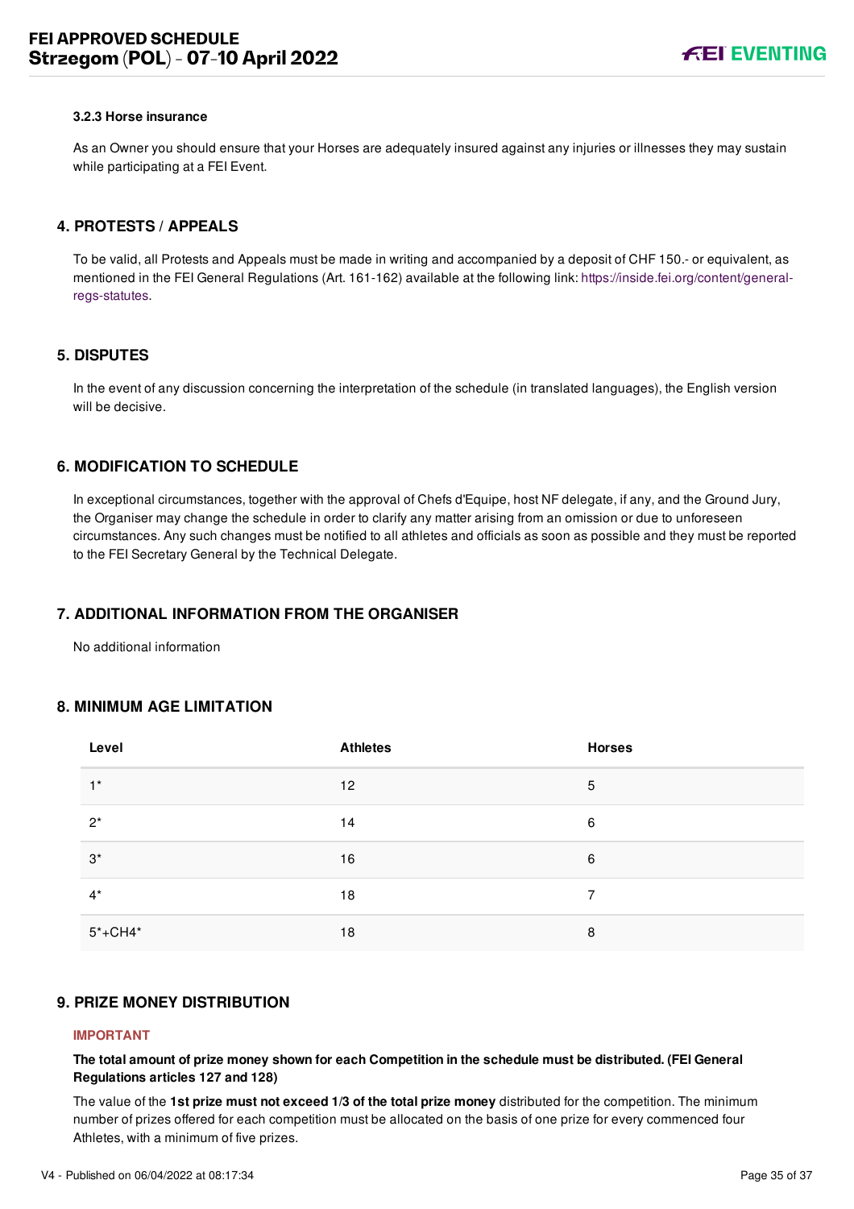#### 3.2.3 Horse insurance

As an Owner you should ensure that your Horses are adequately insured against any injuries or illnesses they may sustain while participating at a FEI Event.

## 4. PROTESTS / APPEALS

To be valid, all Protests and Appeals must be made in writing and accompanied by a deposit of CHF 150.- or equivalent, as mentioned in the FEI General Regulations (Art. 161-162) available at the following link: https://inside.fei.org/content/general-regs-statutes.

## 5. DISPUTES

In the event of any discussion concerning the interpretation of the schedule (in translated languages), the English version will be decisive.

## 6. MODIFICATION TO SCHEDULE

In exceptional circumstances, together with the approval of Chefs d'Equipe, host NF delegate, if any, and the Ground Jury, the Organiser may change the schedule in order to clarify any matter arising from an omission or due to unforeseen circumstances. Any such changes must be notified to all athletes and officials as soon as possible and they must be reported to the FEI Secretary General by the Technical Delegate.

## 7. ADDITIONAL INFORMATION FROM THE ORGANISER

No additional information

## 8. MINIMUM AGE LIMITATION

| Level | Athletes | Horses |
|---|---|---|
| 1* | 12 | 5 |
| 2* | 14 | 6 |
| 3* | 16 | 6 |
| 4* | 18 | 7 |
| 5*+CH4* | 18 | 8 |

## 9. PRIZE MONEY DISTRIBUTION

**IMPORTANT**

**The total amount of prize money shown for each Competition in the schedule must be distributed. (FEI General Regulations articles 127 and 128)**

The value of the **1st prize must not exceed 1/3 of the total prize money** distributed for the competition. The minimum number of prizes offered for each competition must be allocated on the basis of one prize for every commenced four Athletes, with a minimum of five prizes.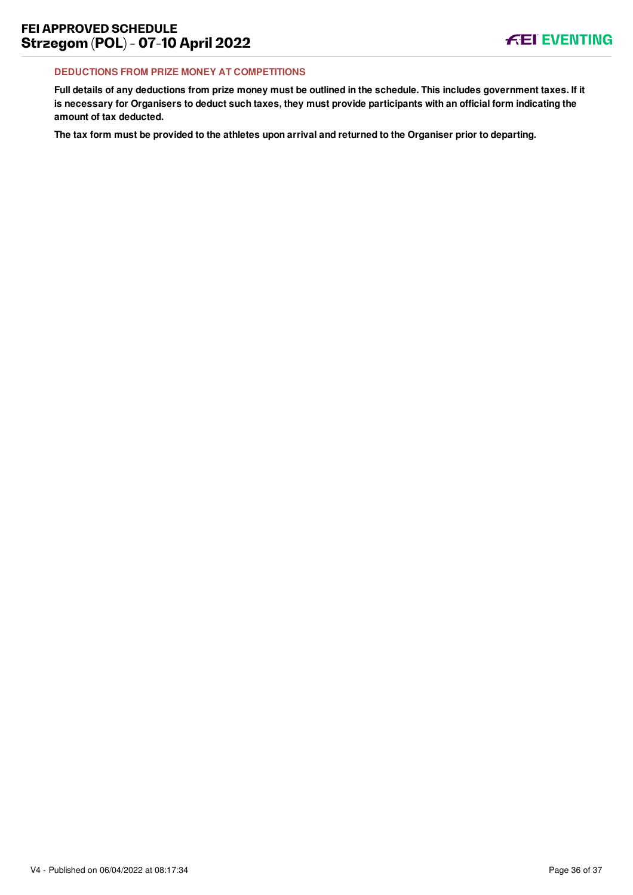### DEDUCTIONS FROM PRIZE MONEY AT COMPETITIONS

**Full details of any deductions from prize money must be outlined in the schedule. This includes government taxes. If it is necessary for Organisers to deduct such taxes, they must provide participants with an official form indicating the amount of tax deducted.**

**The tax form must be provided to the athletes upon arrival and returned to the Organiser prior to departing.**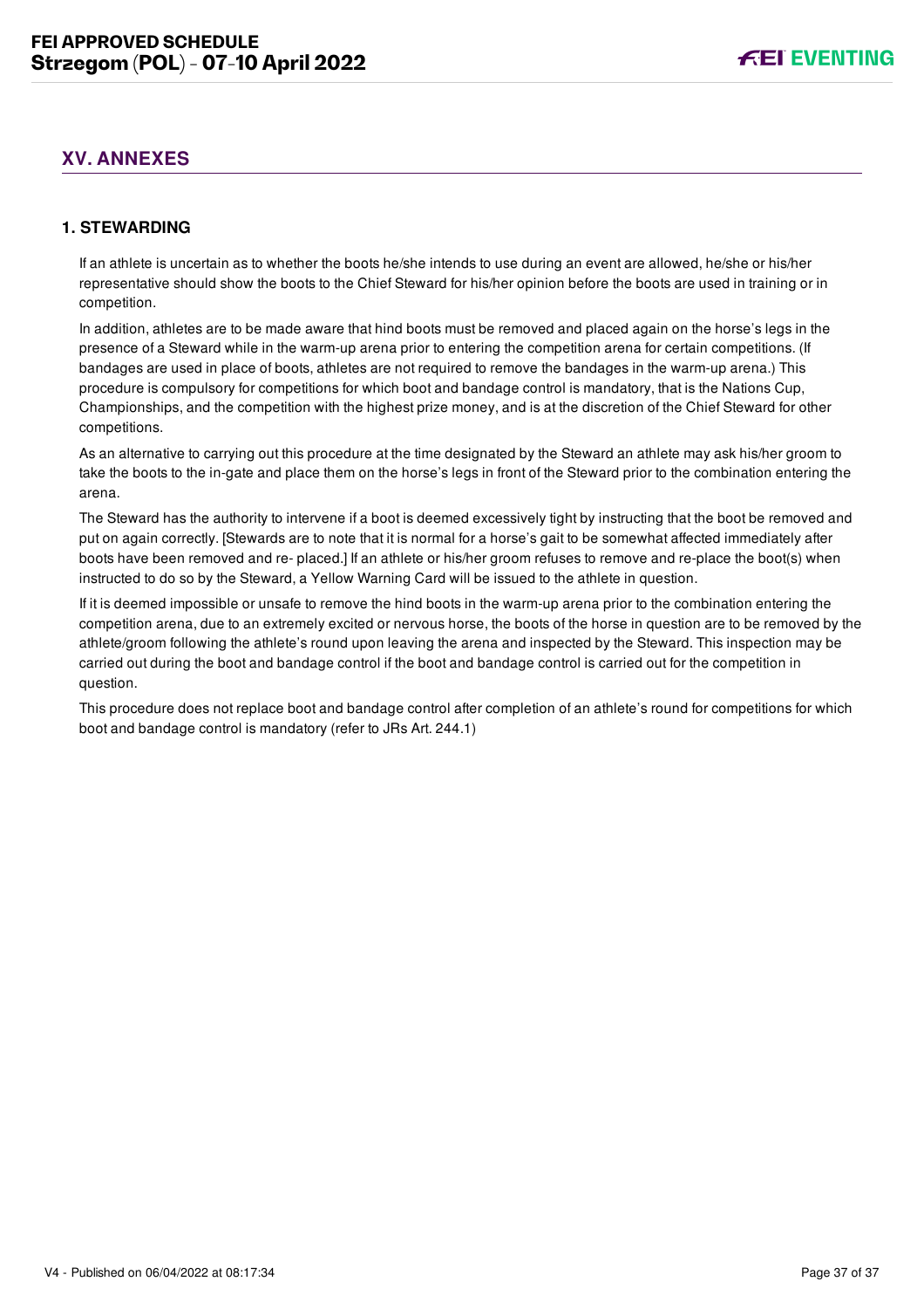## XV. ANNEXES

### 1. STEWARDING

If an athlete is uncertain as to whether the boots he/she intends to use during an event are allowed, he/she or his/her representative should show the boots to the Chief Steward for his/her opinion before the boots are used in training or in competition.

In addition, athletes are to be made aware that hind boots must be removed and placed again on the horse's legs in the presence of a Steward while in the warm-up arena prior to entering the competition arena for certain competitions. (If bandages are used in place of boots, athletes are not required to remove the bandages in the warm-up arena.) This procedure is compulsory for competitions for which boot and bandage control is mandatory, that is the Nations Cup, Championships, and the competition with the highest prize money, and is at the discretion of the Chief Steward for other competitions.

As an alternative to carrying out this procedure at the time designated by the Steward an athlete may ask his/her groom to take the boots to the in-gate and place them on the horse's legs in front of the Steward prior to the combination entering the arena.

The Steward has the authority to intervene if a boot is deemed excessively tight by instructing that the boot be removed and put on again correctly. [Stewards are to note that it is normal for a horse's gait to be somewhat affected immediately after boots have been removed and re- placed.] If an athlete or his/her groom refuses to remove and re-place the boot(s) when instructed to do so by the Steward, a Yellow Warning Card will be issued to the athlete in question.

If it is deemed impossible or unsafe to remove the hind boots in the warm-up arena prior to the combination entering the competition arena, due to an extremely excited or nervous horse, the boots of the horse in question are to be removed by the athlete/groom following the athlete's round upon leaving the arena and inspected by the Steward. This inspection may be carried out during the boot and bandage control if the boot and bandage control is carried out for the competition in question.

This procedure does not replace boot and bandage control after completion of an athlete's round for competitions for which boot and bandage control is mandatory (refer to JRs Art. 244.1)